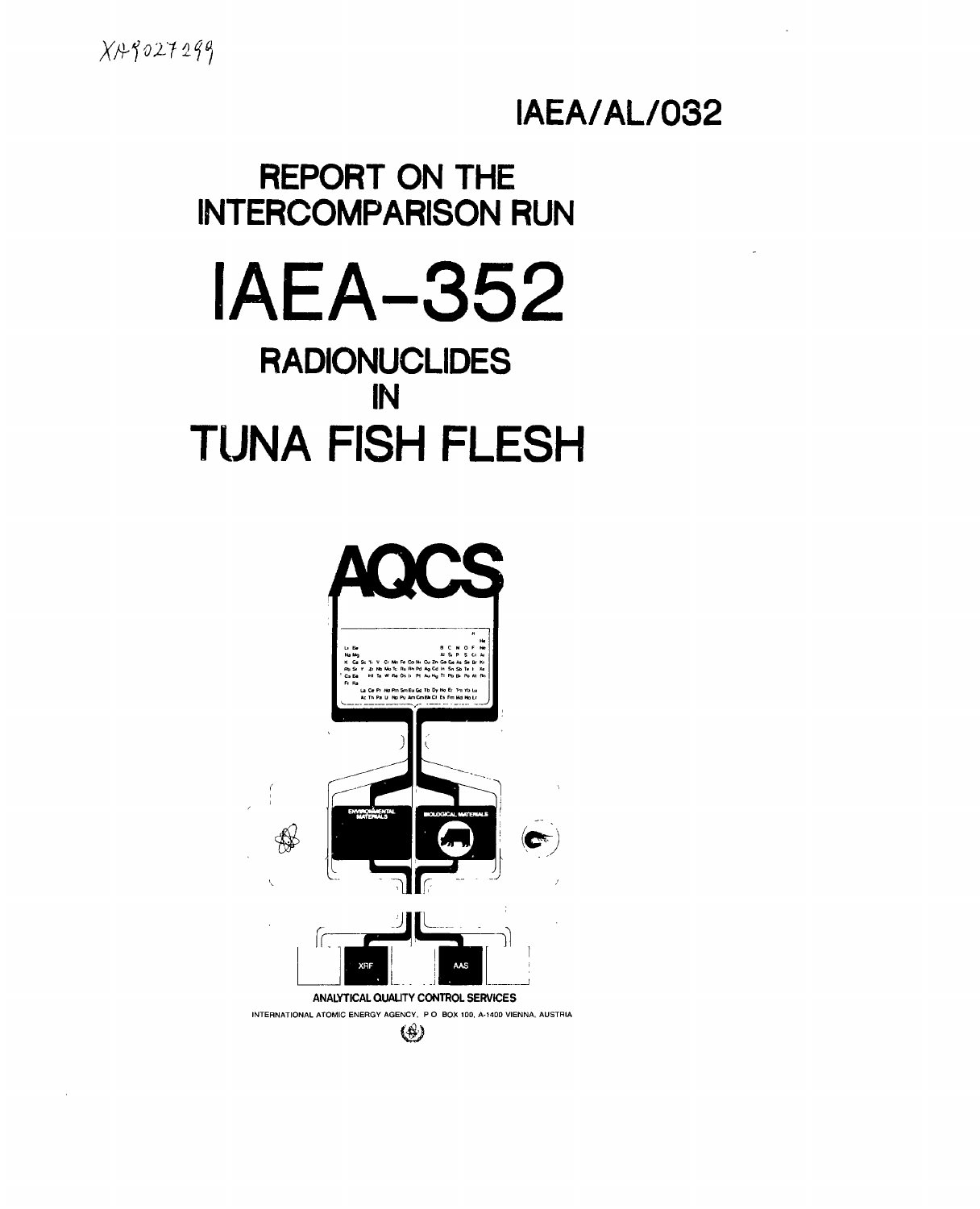XA9027299

IAEA/AL/032

# REPORT ON THE INTERCOMPARISON RUN

# IAEA-352

## RADIONUCLIDES IN TUNA FISH FLESH

AQCS

ENVIRONMENTAL MATERIALS

BIOLOGICAL MATERIALS

XRF

AAS

ANALYTICAL QUALITY CONTROL SERVICES

INTERNATIONAL ATOMIC ENERGY AGENCY, P O BOX 100, A-1400 VIENNA, AUSTRIA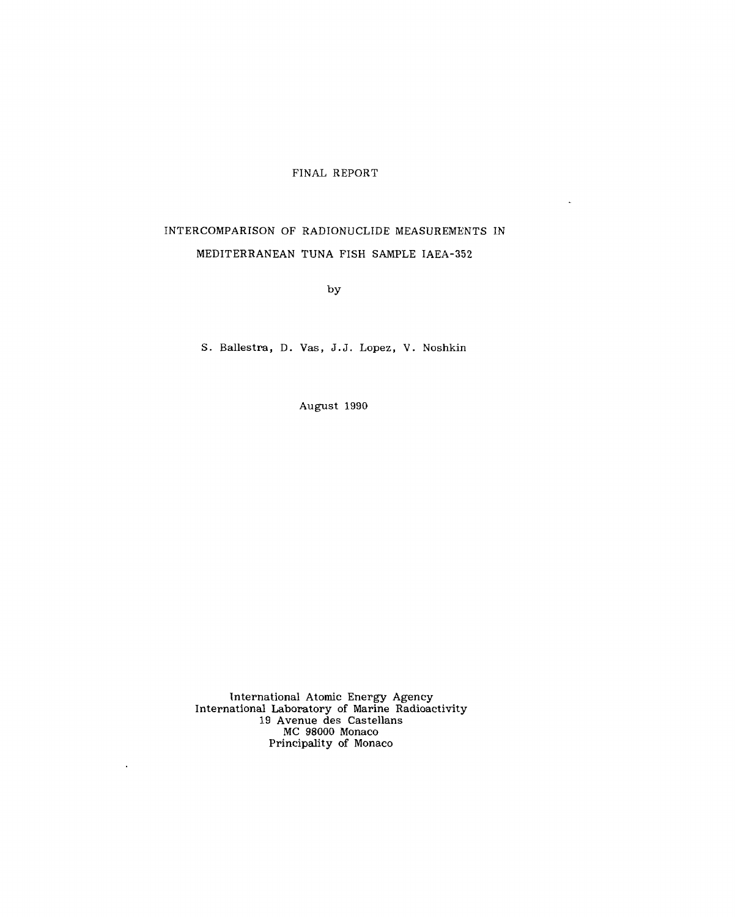FINAL REPORT

# INTERCOMPARISON OF RADIONUCLIDE MEASUREMENTS IN MEDITERRANEAN TUNA FISH SAMPLE IAEA-352

by

S. Ballestra, D. Vas, J.J. Lopez, V. Noshkin

August 1990

International Atomic Energy Agency
International Laboratory of Marine Radioactivity
19 Avenue des Castellans
MC 98000 Monaco
Principality of Monaco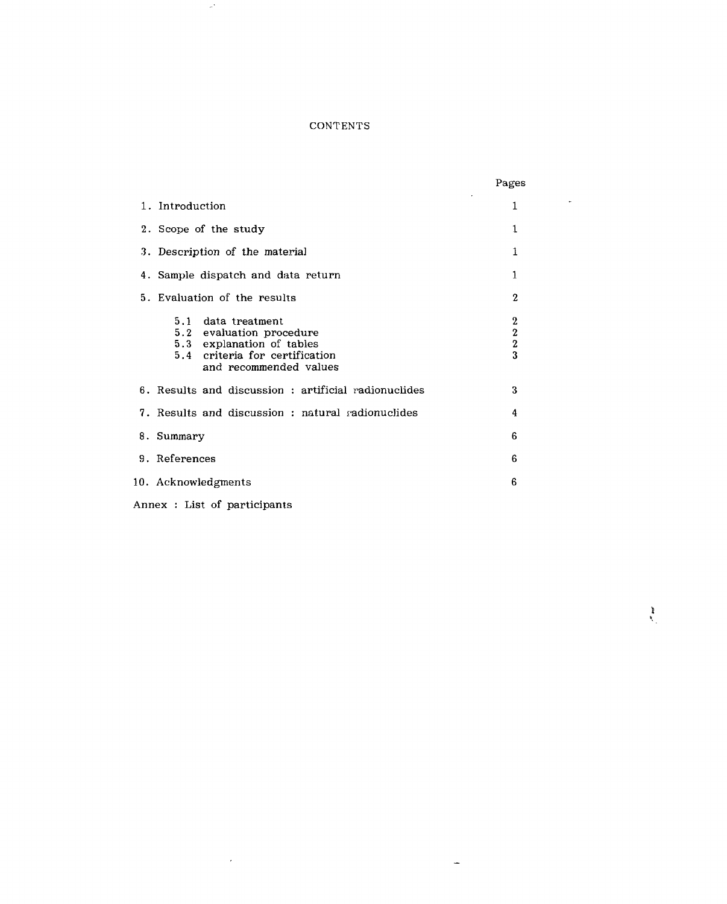# CONTENTS

| | Pages |
|---|---|
| 1. Introduction | 1 |
| 2. Scope of the study | 1 |
| 3. Description of the material | 1 |
| 4. Sample dispatch and data return | 1 |
| 5. Evaluation of the results | 2 |
| 5.1 data treatment | 2 |
| 5.2 evaluation procedure | 2 |
| 5.3 explanation of tables | 2 |
| 5.4 criteria for certification and recommended values | 3 |
| 6. Results and discussion : artificial radionuclides | 3 |
| 7. Results and discussion : natural radionuclides | 4 |
| 8. Summary | 6 |
| 9. References | 6 |
| 10. Acknowledgments | 6 |
| Annex : List of participants | |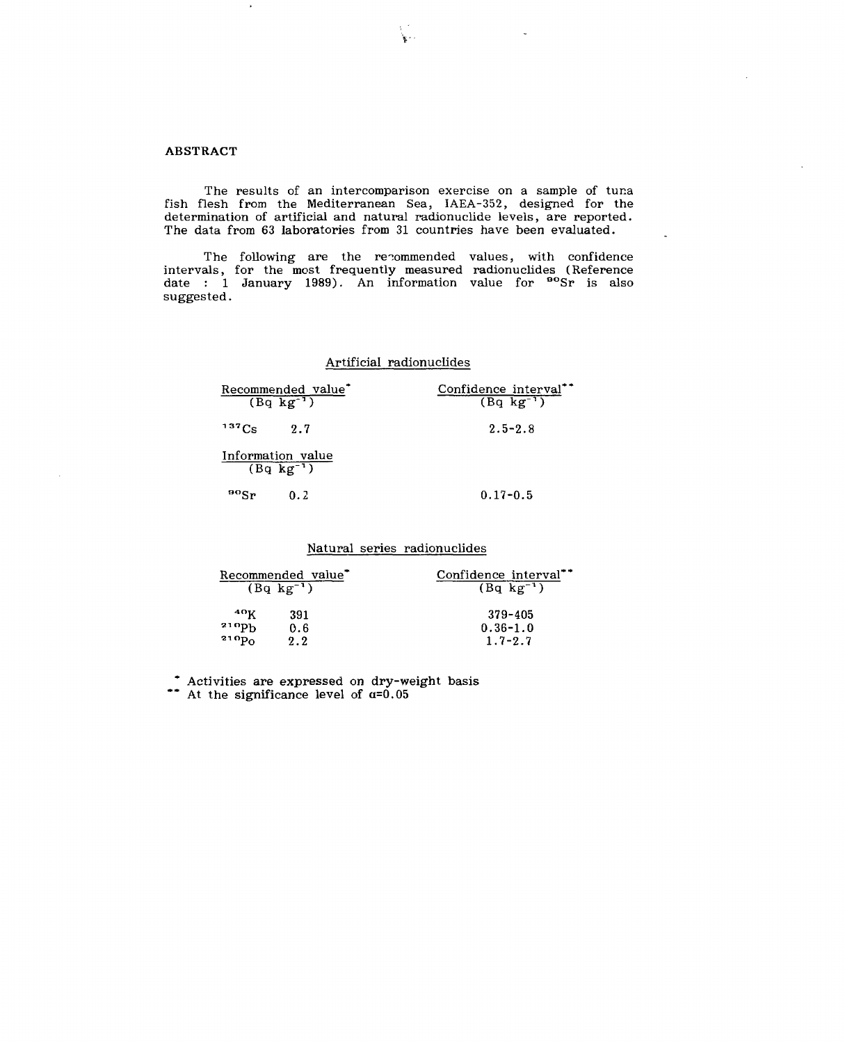## ABSTRACT

The results of an intercomparison exercise on a sample of tuna fish flesh from the Mediterranean Sea, IAEA-352, designed for the determination of artificial and natural radionuclide levels, are reported. The data from 63 laboratories from 31 countries have been evaluated.

The following are the recommended values, with confidence intervals, for the most frequently measured radionuclides (Reference date : 1 January 1989). An information value for $^{90}Sr$ is also suggested.

### Artificial radionuclides

| | Recommended value* ($Bq\ kg^{-1}$) | Confidence interval** ($Bq\ kg^{-1}$) |
|---|---|---|
| $^{137}Cs$ | 2.7 | 2.5-2.8 |
| | **Information value** ($Bq\ kg^{-1}$) | |
| $^{90}Sr$ | 0.2 | 0.17-0.5 |

### Natural series radionuclides

| | Recommended value* ($Bq\ kg^{-1}$) | Confidence interval** ($Bq\ kg^{-1}$) |
|---|---|---|
| $^{40}K$ | 391 | 379-405 |
| $^{210}Pb$ | 0.6 | 0.36-1.0 |
| $^{210}Po$ | 2.2 | 1.7-2.7 |

\* Activities are expressed on dry-weight basis

\** At the significance level of $\alpha=0.05$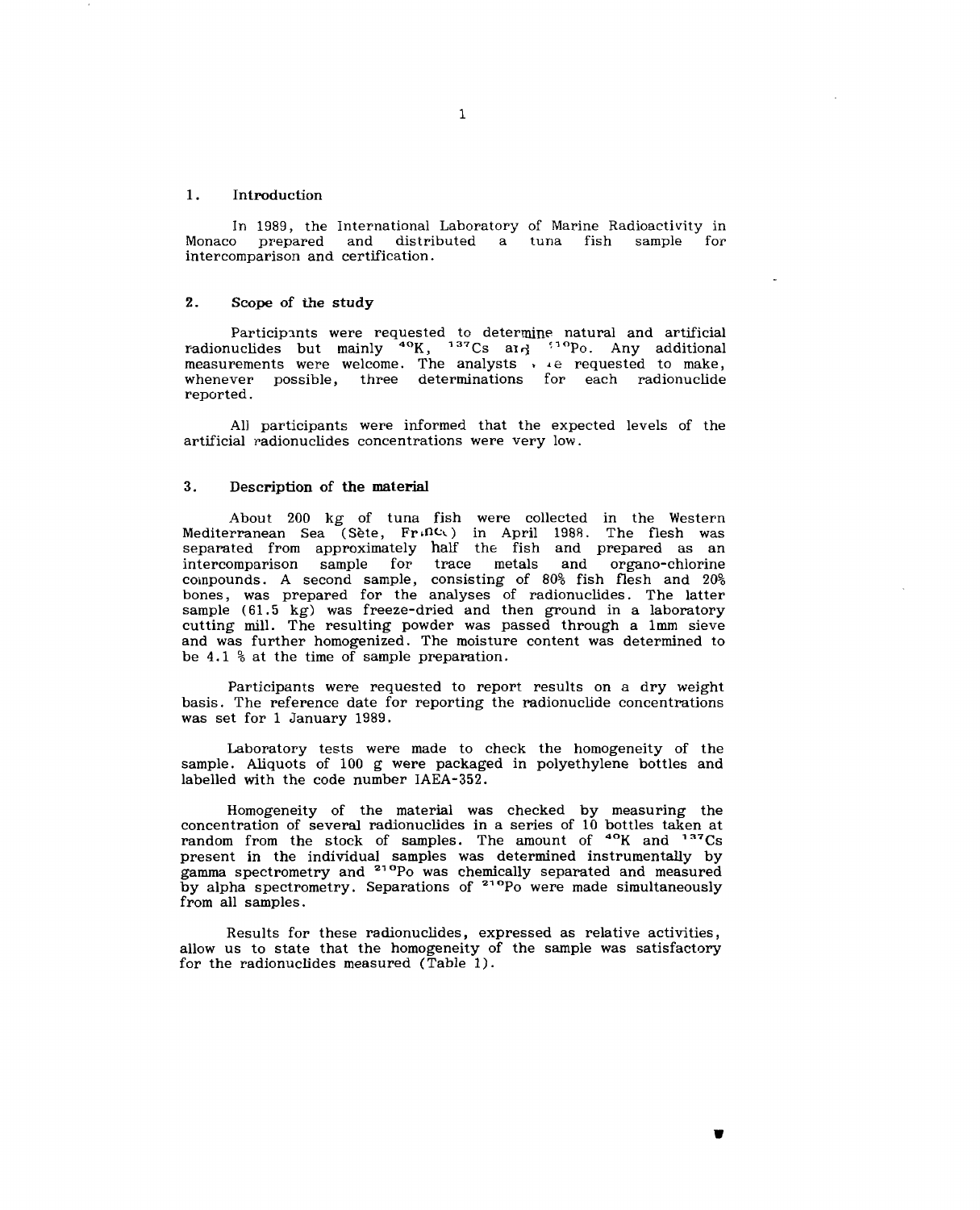## 1. Introduction

In 1989, the International Laboratory of Marine Radioactivity in Monaco prepared and distributed a tuna fish sample for intercomparison and certification.

## 2. Scope of the study

Participants were requested to determine natural and artificial radionuclides but mainly $^{40}K$, $^{137}Cs$ and $^{210}Po$. Any additional measurements were welcome. The analysts were requested to make, whenever possible, three determinations for each radionuclide reported.

All participants were informed that the expected levels of the artificial radionuclides concentrations were very low.

## 3. Description of the material

About 200 kg of tuna fish were collected in the Western Mediterranean Sea (Sète, France) in April 1988. The flesh was separated from approximately half the fish and prepared as an intercomparison sample for trace metals and organo-chlorine compounds. A second sample, consisting of 80% fish flesh and 20% bones, was prepared for the analyses of radionuclides. The latter sample (61.5 kg) was freeze-dried and then ground in a laboratory cutting mill. The resulting powder was passed through a 1mm sieve and was further homogenized. The moisture content was determined to be 4.1 % at the time of sample preparation.

Participants were requested to report results on a dry weight basis. The reference date for reporting the radionuclide concentrations was set for 1 January 1989.

Laboratory tests were made to check the homogeneity of the sample. Aliquots of 100 g were packaged in polyethylene bottles and labelled with the code number IAEA-352.

Homogeneity of the material was checked by measuring the concentration of several radionuclides in a series of 10 bottles taken at random from the stock of samples. The amount of $^{40}K$ and $^{137}Cs$ present in the individual samples was determined instrumentally by gamma spectrometry and $^{210}Po$ was chemically separated and measured by alpha spectrometry. Separations of $^{210}Po$ were made simultaneously from all samples.

Results for these radionuclides, expressed as relative activities, allow us to state that the homogeneity of the sample was satisfactory for the radionuclides measured (Table 1).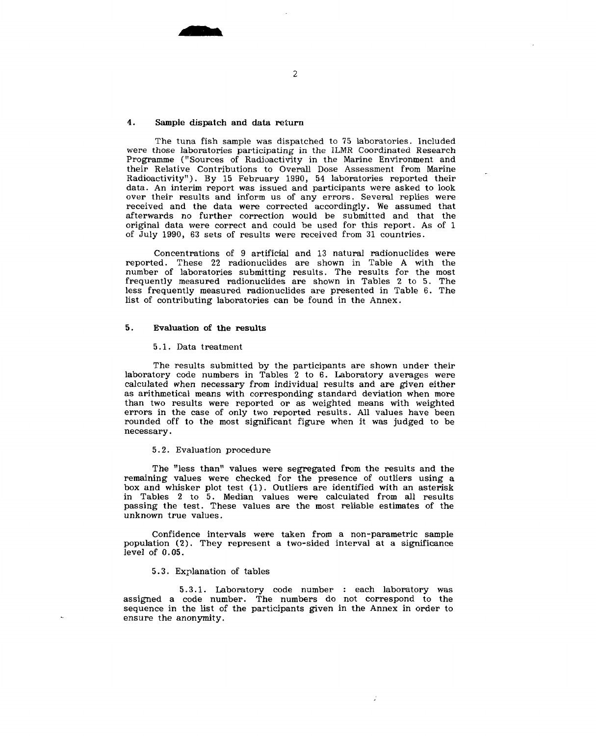## 4. Sample dispatch and data return

The tuna fish sample was dispatched to 75 laboratories. Included were those laboratories participating in the ILMR Coordinated Research Programme ("Sources of Radioactivity in the Marine Environment and their Relative Contributions to Overall Dose Assessment from Marine Radioactivity"). By 15 February 1990, 54 laboratories reported their data. An interim report was issued and participants were asked to look over their results and inform us of any errors. Several replies were received and the data were corrected accordingly. We assumed that afterwards no further correction would be submitted and that the original data were correct and could be used for this report. As of 1 of July 1990, 63 sets of results were received from 31 countries.

Concentrations of 9 artificial and 13 natural radionuclides were reported. These 22 radionuclides are shown in Table A with the number of laboratories submitting results. The results for the most frequently measured radionuclides are shown in Tables 2 to 5. The less frequently measured radionuclides are presented in Table 6. The list of contributing laboratories can be found in the Annex.

## 5. Evaluation of the results

### 5.1. Data treatment

The results submitted by the participants are shown under their laboratory code numbers in Tables 2 to 6. Laboratory averages were calculated when necessary from individual results and are given either as arithmetical means with corresponding standard deviation when more than two results were reported or as weighted means with weighted errors in the case of only two reported results. All values have been rounded off to the most significant figure when it was judged to be necessary.

### 5.2. Evaluation procedure

The "less than" values were segregated from the results and the remaining values were checked for the presence of outliers using a box and whisker plot test (1). Outliers are identified with an asterisk in Tables 2 to 5. Median values were calculated from all results passing the test. These values are the most reliable estimates of the unknown true values.

Confidence intervals were taken from a non-parametric sample population (2). They represent a two-sided interval at a significance level of 0.05.

### 5.3. Explanation of tables

5.3.1. Laboratory code number : each laboratory was assigned a code number. The numbers do not correspond to the sequence in the list of the participants given in the Annex in order to ensure the anonymity.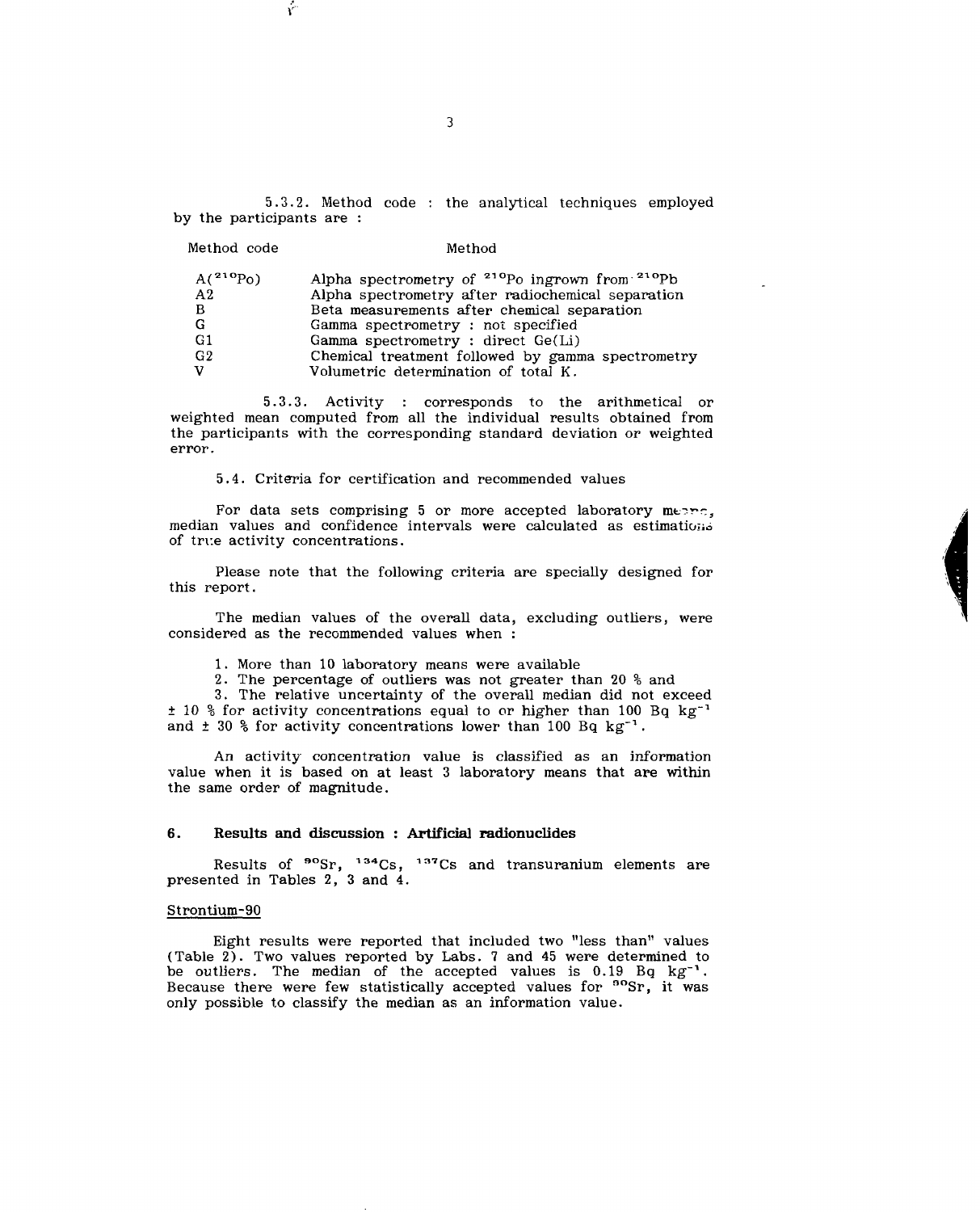5.3.2. Method code : the analytical techniques employed by the participants are :

| Method code | Method |
|---|---|
| A($^{210}$Po) | Alpha spectrometry of $^{210}$Po ingrown from $^{210}$Pb |
| A2 | Alpha spectrometry after radiochemical separation |
| B | Beta measurements after chemical separation |
| G | Gamma spectrometry : not specified |
| G1 | Gamma spectrometry : direct Ge(Li) |
| G2 | Chemical treatment followed by gamma spectrometry |
| V | Volumetric determination of total K. |

5.3.3. Activity : corresponds to the arithmetical or weighted mean computed from all the individual results obtained from the participants with the corresponding standard deviation or weighted error.

5.4. Criteria for certification and recommended values

For data sets comprising 5 or more accepted laboratory means, median values and confidence intervals were calculated as estimations of true activity concentrations.

Please note that the following criteria are specially designed for this report.

The median values of the overall data, excluding outliers, were considered as the recommended values when :

1. More than 10 laboratory means were available
2. The percentage of outliers was not greater than 20 % and
3. The relative uncertainty of the overall median did not exceed ± 10 % for activity concentrations equal to or higher than 100 Bq kg$^{-1}$ and ± 30 % for activity concentrations lower than 100 Bq kg$^{-1}$.

An activity concentration value is classified as an information value when it is based on at least 3 laboratory means that are within the same order of magnitude.

## 6. Results and discussion : Artificial radionuclides

Results of $^{90}$Sr, $^{134}$Cs, $^{137}$Cs and transuranium elements are presented in Tables 2, 3 and 4.

Strontium-90

Eight results were reported that included two "less than" values (Table 2). Two values reported by Labs. 7 and 45 were determined to be outliers. The median of the accepted values is 0.19 Bq kg$^{-1}$. Because there were few statistically accepted values for $^{90}$Sr, it was only possible to classify the median as an information value.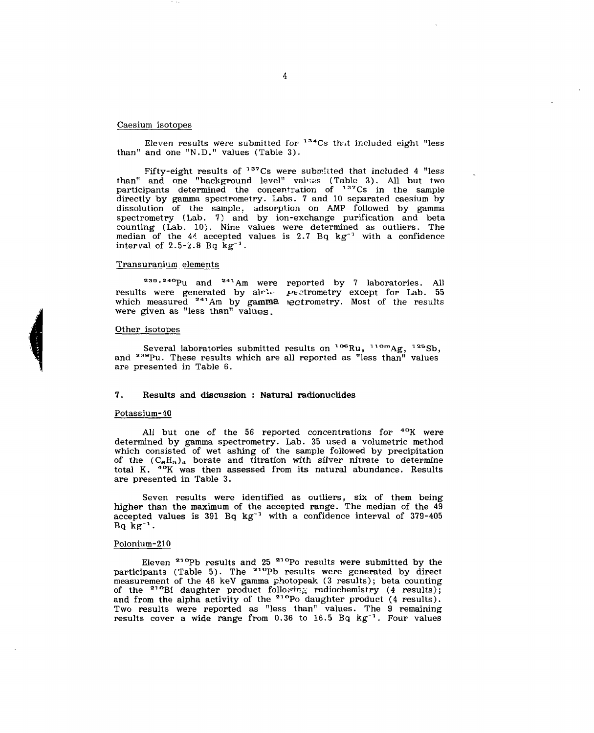#### Caesium isotopes

Eleven results were submitted for $^{134}$Cs that included eight "less than" and one "N.D." values (Table 3).

Fifty-eight results of $^{137}$Cs were submitted that included 4 "less than" and one "background level" values (Table 3). All but two participants determined the concentration of $^{137}$Cs in the sample directly by gamma spectrometry. Labs. 7 and 10 separated caesium by dissolution of the sample, adsorption on AMP followed by gamma spectrometry (Lab. 7) and by ion-exchange purification and beta counting (Lab. 10). Nine values were determined as outliers. The median of the 44 accepted values is 2.7 Bq kg$^{-1}$ with a confidence interval of 2.5-2.8 Bq kg$^{-1}$.

#### Transuranium elements

$^{239,240}$Pu and $^{241}$Am were reported by 7 laboratories. All results were generated by alpha spectrometry except for Lab. 55 which measured $^{241}$Am by gamma spectrometry. Most of the results were given as "less than" values.

#### Other isotopes

Several laboratories submitted results on $^{106}$Ru, $^{110m}$Ag, $^{125}$Sb, and $^{238}$Pu. These results which are all reported as "less than" values are presented in Table 6.

## 7. Results and discussion : Natural radionuclides

#### Potassium-40

All but one of the 56 reported concentrations for $^{40}$K were determined by gamma spectrometry. Lab. 35 used a volumetric method which consisted of wet ashing of the sample followed by precipitation of the $(C_6H_5)_4$ borate and titration with silver nitrate to determine total K. $^{40}$K was then assessed from its natural abundance. Results are presented in Table 3.

Seven results were identified as outliers, six of them being higher than the maximum of the accepted range. The median of the 49 accepted values is 391 Bq kg$^{-1}$ with a confidence interval of 379-405 Bq kg$^{-1}$.

#### Polonium-210

Eleven $^{210}$Pb results and 25 $^{210}$Po results were submitted by the participants (Table 5). The $^{210}$Pb results were generated by direct measurement of the 46 keV gamma photopeak (3 results); beta counting of the $^{210}$Bi daughter product following radiochemistry (4 results); and from the alpha activity of the $^{210}$Po daughter product (4 results). Two results were reported as "less than" values. The 9 remaining results cover a wide range from 0.36 to 16.5 Bq kg$^{-1}$. Four values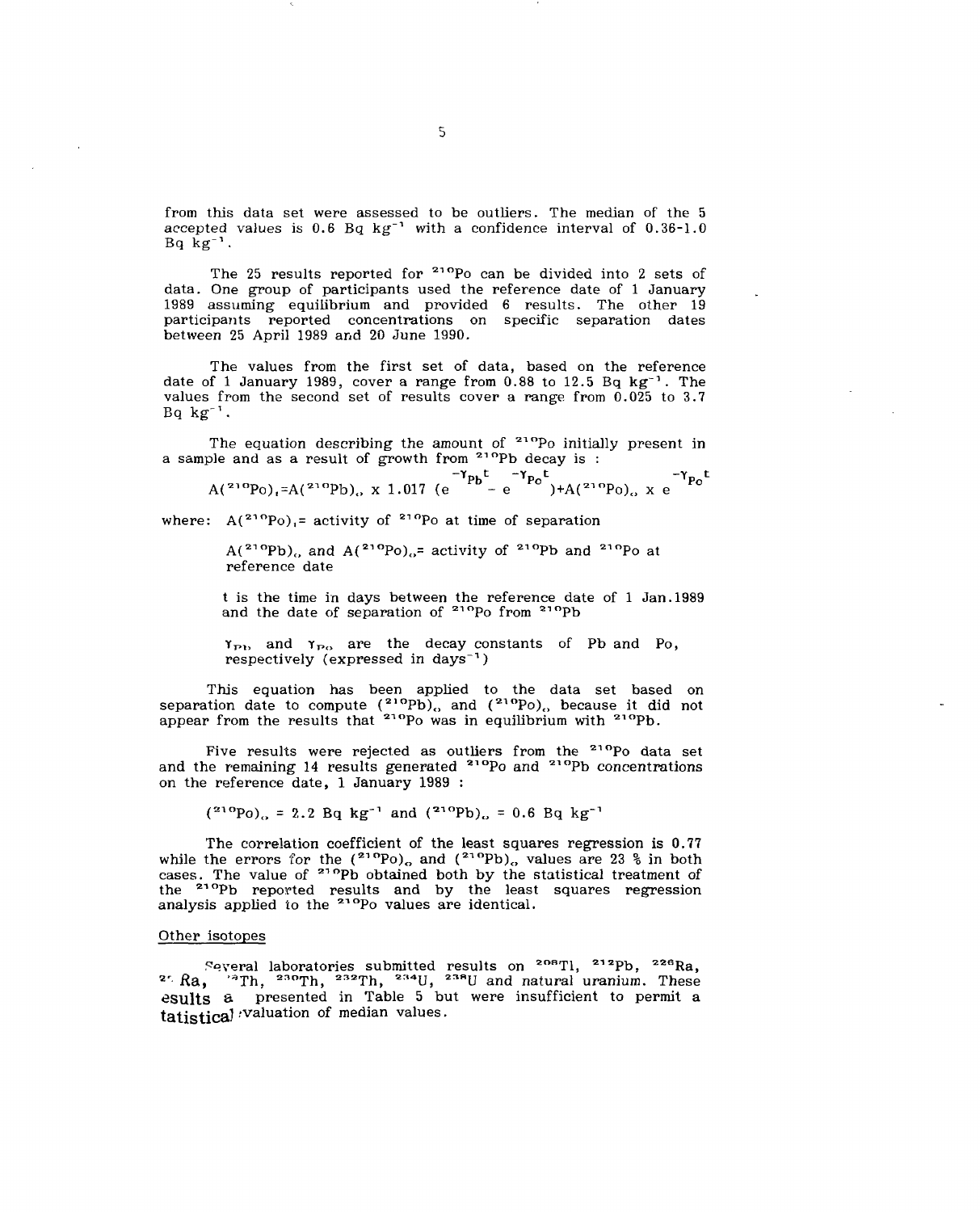from this data set were assessed to be outliers. The median of the 5 accepted values is 0.6 Bq kg$^{-1}$ with a confidence interval of 0.36-1.0 Bq kg$^{-1}$.

The 25 results reported for $^{210}$Po can be divided into 2 sets of data. One group of participants used the reference date of 1 January 1989 assuming equilibrium and provided 6 results. The other 19 participants reported concentrations on specific separation dates between 25 April 1989 and 20 June 1990.

The values from the first set of data, based on the reference date of 1 January 1989, cover a range from 0.88 to 12.5 Bq kg$^{-1}$. The values from the second set of results cover a range from 0.025 to 3.7 Bq kg$^{-1}$.

The equation describing the amount of $^{210}$Po initially present in a sample and as a result of growth from $^{210}$Pb decay is :

$$A(^{210}Po)_t = A(^{210}Pb)_o \times 1.017\ (e^{-\gamma_{Pb} t} - e^{-\gamma_{Po} t}) + A(^{210}Po)_o \times e^{-\gamma_{Po} t}$$

where: $A(^{210}Po)_t$ = activity of $^{210}$Po at time of separation

$A(^{210}Pb)_o$ and $A(^{210}Po)_o$ = activity of $^{210}$Pb and $^{210}$Po at reference date

t is the time in days between the reference date of 1 Jan.1989 and the date of separation of $^{210}$Po from $^{210}$Pb

$\gamma_{Pb}$ and $\gamma_{Po}$ are the decay constants of Pb and Po, respectively (expressed in days$^{-1}$)

This equation has been applied to the data set based on separation date to compute $(^{210}Pb)_o$ and $(^{210}Po)_o$ because it did not appear from the results that $^{210}$Po was in equilibrium with $^{210}$Pb.

Five results were rejected as outliers from the $^{210}$Po data set and the remaining 14 results generated $^{210}$Po and $^{210}$Pb concentrations on the reference date, 1 January 1989 :

$$(^{210}Po)_o = 2.2 \text{ Bq kg}^{-1} \text{ and } (^{210}Pb)_o = 0.6 \text{ Bq kg}^{-1}$$

The correlation coefficient of the least squares regression is 0.77 while the errors for the $(^{210}Po)_o$ and $(^{210}Pb)_o$ values are 23 % in both cases. The value of $^{210}$Pb obtained both by the statistical treatment of the $^{210}$Pb reported results and by the least squares regression analysis applied to the $^{210}$Po values are identical.

## Other isotopes

Several laboratories submitted results on $^{208}$Tl, $^{212}$Pb, $^{226}$Ra, $^{228}$Ra, $^{228}$Th, $^{230}$Th, $^{232}$Th, $^{234}$U, $^{238}$U and natural uranium. These results are presented in Table 5 but were insufficient to permit a statistical evaluation of median values.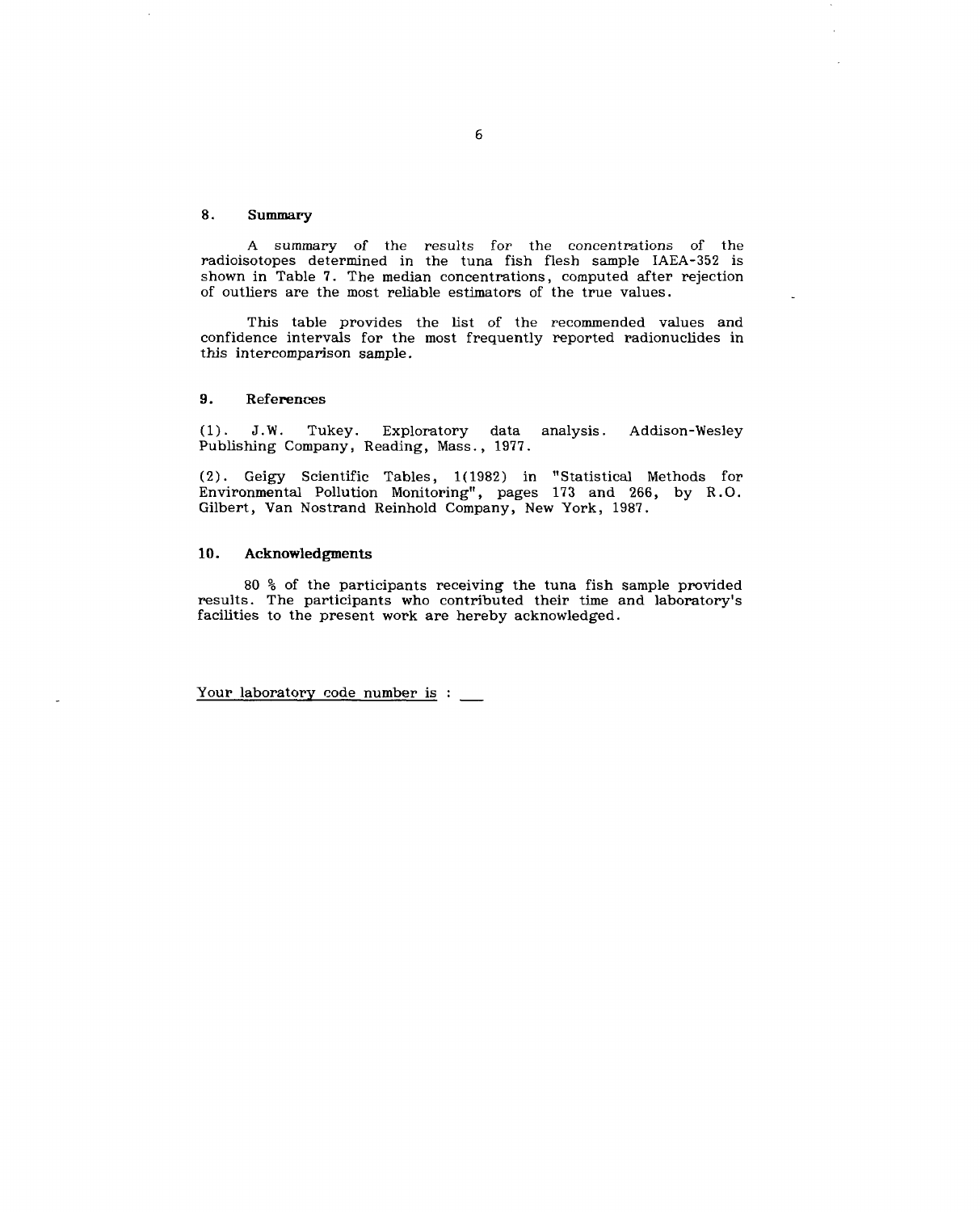## 8. Summary

A summary of the results for the concentrations of the radioisotopes determined in the tuna fish flesh sample IAEA-352 is shown in Table 7. The median concentrations, computed after rejection of outliers are the most reliable estimators of the true values.

This table provides the list of the recommended values and confidence intervals for the most frequently reported radionuclides in this intercomparison sample.

## 9. References

(1). J.W. Tukey. Exploratory data analysis. Addison-Wesley Publishing Company, Reading, Mass., 1977.

(2). Geigy Scientific Tables, 1(1982) in "Statistical Methods for Environmental Pollution Monitoring", pages 173 and 266, by R.O. Gilbert, Van Nostrand Reinhold Company, New York, 1987.

## 10. Acknowledgments

80 % of the participants receiving the tuna fish sample provided results. The participants who contributed their time and laboratory's facilities to the present work are hereby acknowledged.

Your laboratory code number is : ___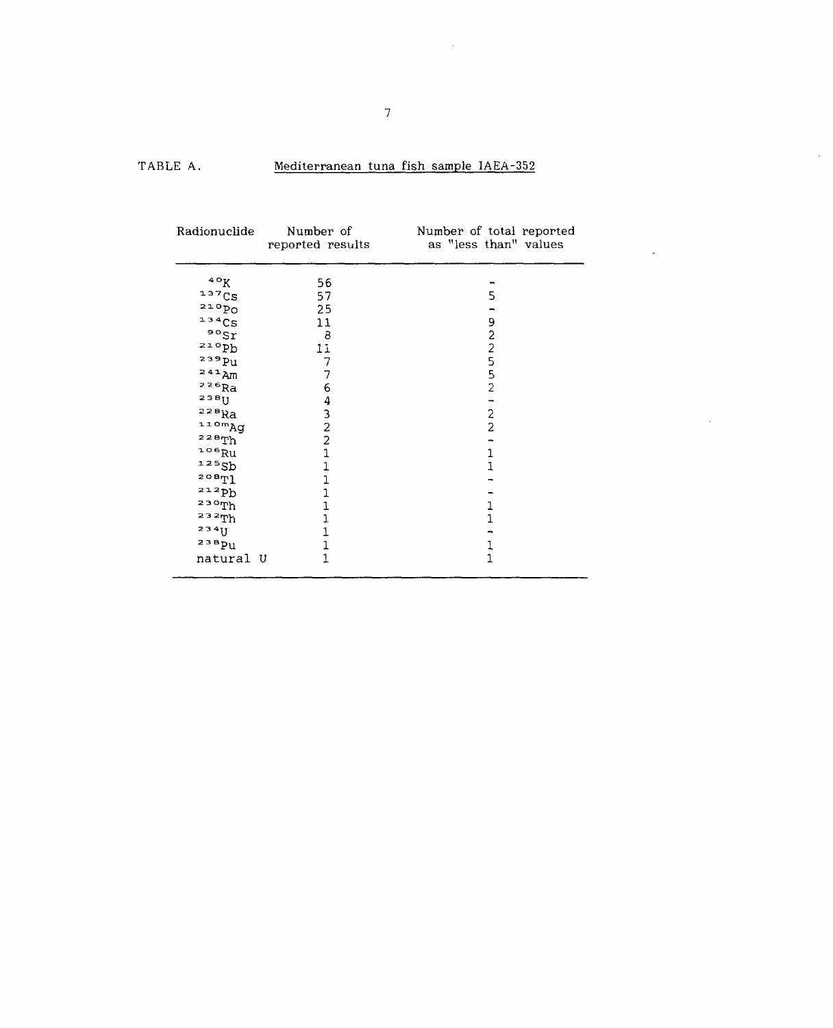TABLE A. Mediterranean tuna fish sample IAEA-352

| Radionuclide | Number of reported results | Number of total reported as "less than" values |
|---|---|---|
| $^{40}K$ | 56 | - |
| $^{137}Cs$ | 57 | 5 |
| $^{210}Po$ | 25 | - |
| $^{134}Cs$ | 11 | 9 |
| $^{90}Sr$ | 8 | 2 |
| $^{210}Pb$ | 11 | 2 |
| $^{239}Pu$ | 7 | 5 |
| $^{241}Am$ | 7 | 5 |
| $^{226}Ra$ | 6 | 2 |
| $^{238}U$ | 4 | - |
| $^{228}Ra$ | 3 | 2 |
| $^{110m}Ag$ | 2 | 2 |
| $^{228}Th$ | 2 | - |
| $^{106}Ru$ | 1 | 1 |
| $^{125}Sb$ | 1 | 1 |
| $^{208}Tl$ | 1 | - |
| $^{212}Pb$ | 1 | - |
| $^{230}Th$ | 1 | 1 |
| $^{232}Th$ | 1 | 1 |
| $^{234}U$ | 1 | - |
| $^{238}Pu$ | 1 | 1 |
| natural U | 1 | 1 |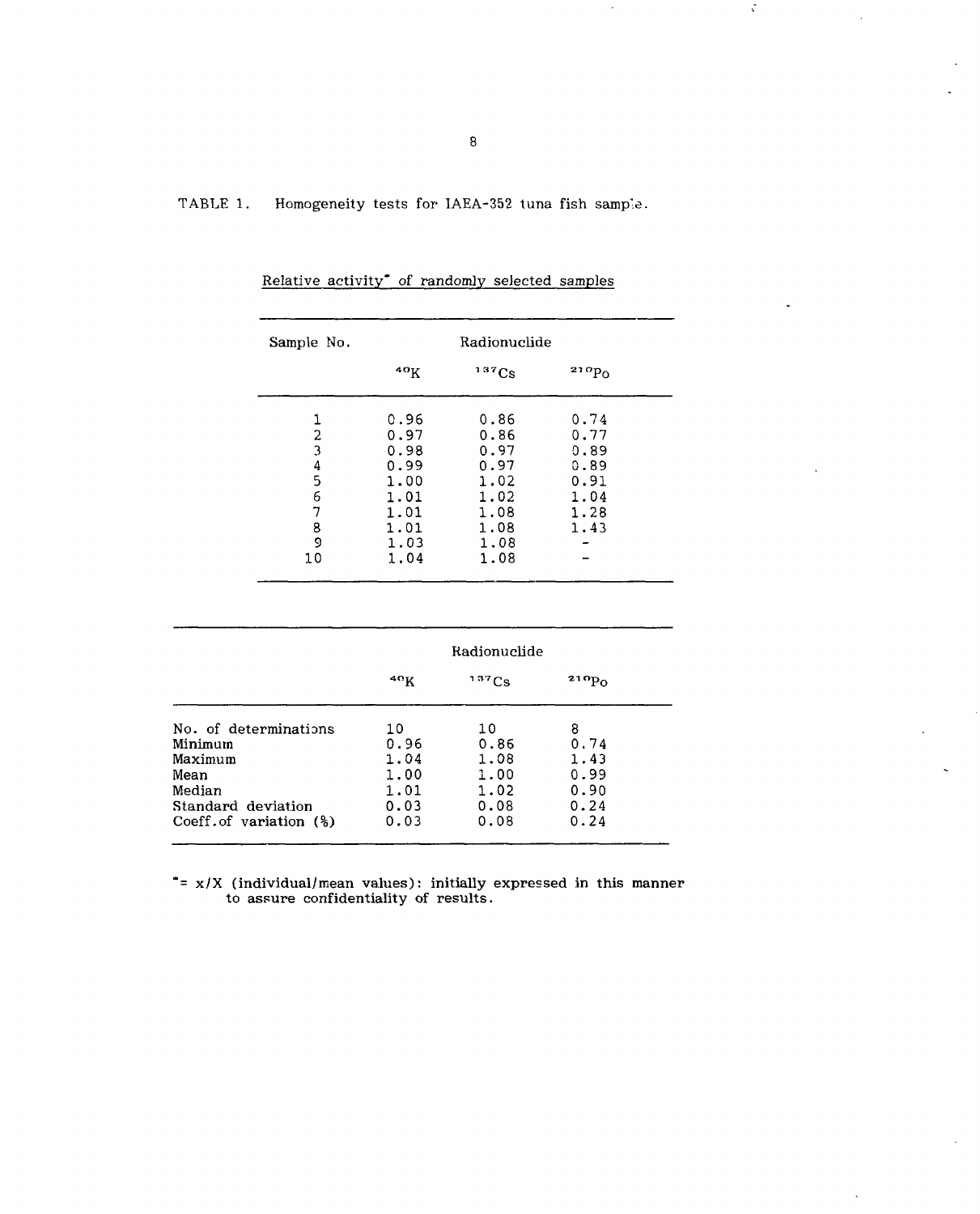TABLE 1. Homogeneity tests for IAEA-352 tuna fish sample.

Relative activity* of randomly selected samples

| Sample No. | Radionuclide | | |
|---|---|---|---|
| | $^{40}K$ | $^{137}Cs$ | $^{210}Po$ |
| 1 | 0.96 | 0.86 | 0.74 |
| 2 | 0.97 | 0.86 | 0.77 |
| 3 | 0.98 | 0.97 | 0.89 |
| 4 | 0.99 | 0.97 | 0.89 |
| 5 | 1.00 | 1.02 | 0.91 |
| 6 | 1.01 | 1.02 | 1.04 |
| 7 | 1.01 | 1.08 | 1.28 |
| 8 | 1.01 | 1.08 | 1.43 |
| 9 | 1.03 | 1.08 | - |
| 10 | 1.04 | 1.08 | - |

| | Radionuclide | | |
|---|---|---|---|
| | $^{40}K$ | $^{137}Cs$ | $^{210}Po$ |
| No. of determinations | 10 | 10 | 8 |
| Minimum | 0.96 | 0.86 | 0.74 |
| Maximum | 1.04 | 1.08 | 1.43 |
| Mean | 1.00 | 1.00 | 0.99 |
| Median | 1.01 | 1.02 | 0.90 |
| Standard deviation | 0.03 | 0.08 | 0.24 |
| Coeff.of variation (%) | 0.03 | 0.08 | 0.24 |

*= x/X (individual/mean values): initially expressed in this manner to assure confidentiality of results.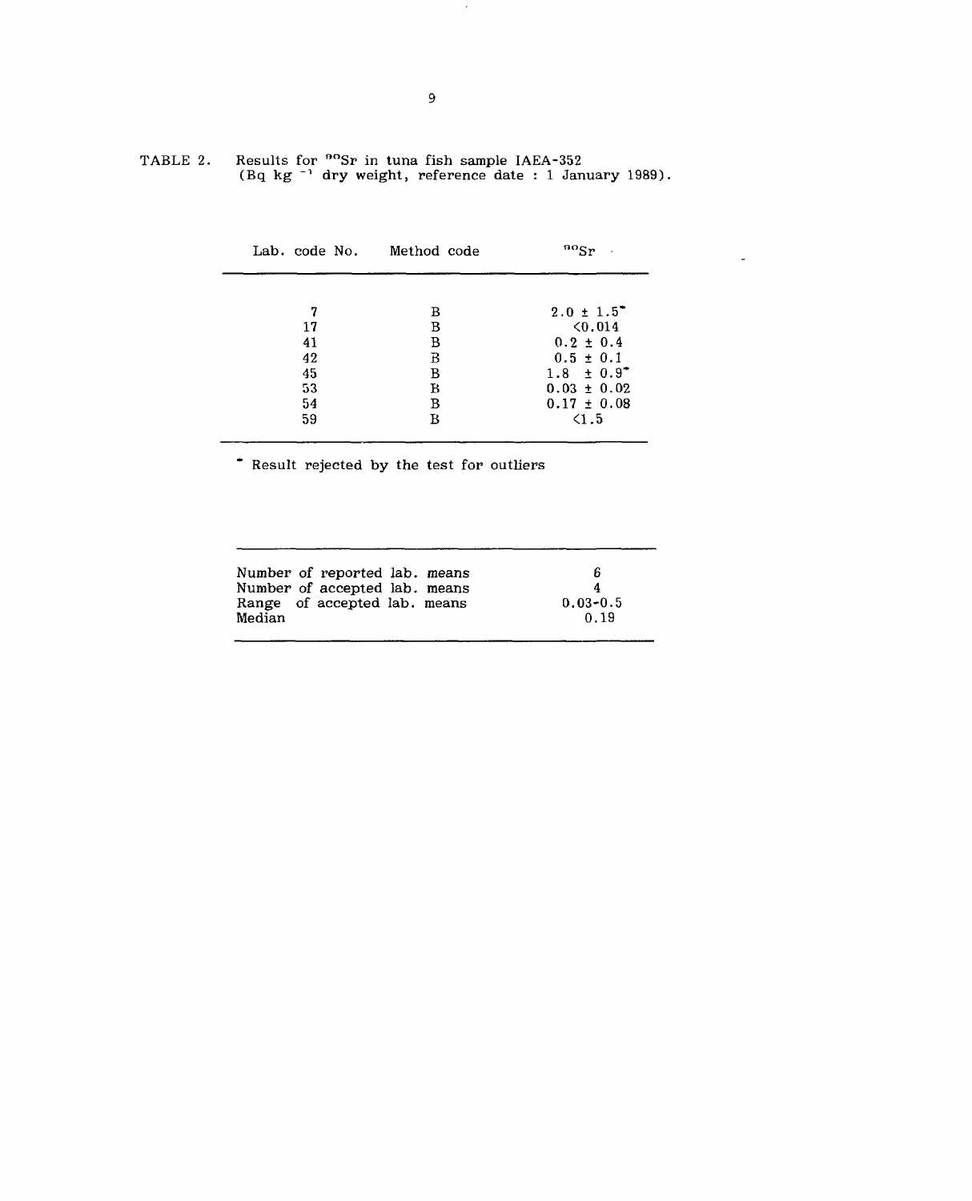TABLE 2. Results for $^{90}Sr$ in tuna fish sample IAEA-352 (Bq $kg^{-1}$ dry weight, reference date : 1 January 1989).

| Lab. code No. | Method code | $^{90}Sr$ |
|---|---|---|
| 7 | B | 2.0 ± 1.5* |
| 17 | B | <0.014 |
| 41 | B | 0.2 ± 0.4 |
| 42 | B | 0.5 ± 0.1 |
| 45 | B | 1.8 ± 0.9* |
| 53 | B | 0.03 ± 0.02 |
| 54 | B | 0.17 ± 0.08 |
| 59 | B | <1.5 |

* Result rejected by the test for outliers

| | |
|---|---|
| Number of reported lab. means | 6 |
| Number of accepted lab. means | 4 |
| Range of accepted lab. means | 0.03-0.5 |
| Median | 0.19 |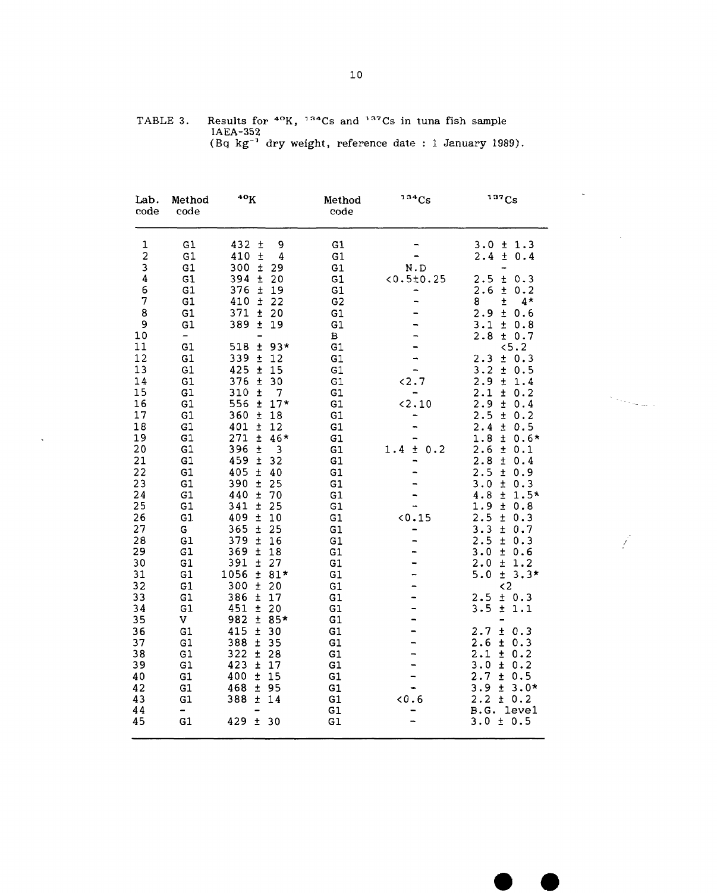TABLE 3. Results for $^{40}K$, $^{134}Cs$ and $^{137}Cs$ in tuna fish sample IAEA-352
($Bq\ kg^{-1}$ dry weight, reference date : 1 January 1989).

| Lab. code | Method code | $^{40}K$ | Method code | $^{134}Cs$ | $^{137}Cs$ |
|---|---|---|---|---|---|
| 1 | G1 | 432 ± 9 | G1 | - | 3.0 ± 1.3 |
| 2 | G1 | 410 ± 4 | G1 | - | 2.4 ± 0.4 |
| 3 | G1 | 300 ± 29 | G1 | N.D | - |
| 4 | G1 | 394 ± 20 | G1 | <0.5±0.25 | 2.5 ± 0.3 |
| 6 | G1 | 376 ± 19 | G1 | - | 2.6 ± 0.2 |
| 7 | G1 | 410 ± 22 | G2 | - | 8 ± 4* |
| 8 | G1 | 371 ± 20 | G1 | - | 2.9 ± 0.6 |
| 9 | G1 | 389 ± 19 | G1 | - | 3.1 ± 0.8 |
| 10 | - | - | B | - | 2.8 ± 0.7 |
| 11 | G1 | 518 ± 93* | G1 | - | <5.2 |
| 12 | G1 | 339 ± 12 | G1 | - | 2.3 ± 0.3 |
| 13 | G1 | 425 ± 15 | G1 | - | 3.2 ± 0.5 |
| 14 | G1 | 376 ± 30 | G1 | <2.7 | 2.9 ± 1.4 |
| 15 | G1 | 310 ± 7 | G1 | - | 2.1 ± 0.2 |
| 16 | G1 | 556 ± 17* | G1 | <2.10 | 2.9 ± 0.4 |
| 17 | G1 | 360 ± 18 | G1 | - | 2.5 ± 0.2 |
| 18 | G1 | 401 ± 12 | G1 | - | 2.4 ± 0.5 |
| 19 | G1 | 271 ± 46* | G1 | - | 1.8 ± 0.6* |
| 20 | G1 | 396 ± 3 | G1 | 1.4 ± 0.2 | 2.6 ± 0.1 |
| 21 | G1 | 459 ± 32 | G1 | - | 2.8 ± 0.4 |
| 22 | G1 | 405 ± 40 | G1 | - | 2.5 ± 0.9 |
| 23 | G1 | 390 ± 25 | G1 | - | 3.0 ± 0.3 |
| 24 | G1 | 440 ± 70 | G1 | - | 4.8 ± 1.5* |
| 25 | G1 | 341 ± 25 | G1 | - | 1.9 ± 0.8 |
| 26 | G1 | 409 ± 10 | G1 | <0.15 | 2.5 ± 0.3 |
| 27 | G | 365 ± 25 | G1 | - | 3.3 ± 0.7 |
| 28 | G1 | 379 ± 16 | G1 | - | 2.5 ± 0.3 |
| 29 | G1 | 369 ± 18 | G1 | - | 3.0 ± 0.6 |
| 30 | G1 | 391 ± 27 | G1 | - | 2.0 ± 1.2 |
| 31 | G1 | 1056 ± 81* | G1 | - | 5.0 ± 3.3* |
| 32 | G1 | 300 ± 20 | G1 | - | <2 |
| 33 | G1 | 386 ± 17 | G1 | - | 2.5 ± 0.3 |
| 34 | G1 | 451 ± 20 | G1 | - | 3.5 ± 1.1 |
| 35 | V | 982 ± 85* | G1 | - | - |
| 36 | G1 | 415 ± 30 | G1 | - | 2.7 ± 0.3 |
| 37 | G1 | 388 ± 35 | G1 | - | 2.6 ± 0.3 |
| 38 | G1 | 322 ± 28 | G1 | - | 2.1 ± 0.2 |
| 39 | G1 | 423 ± 17 | G1 | - | 3.0 ± 0.2 |
| 40 | G1 | 400 ± 15 | G1 | - | 2.7 ± 0.5 |
| 42 | G1 | 468 ± 95 | G1 | - | 3.9 ± 3.0* |
| 43 | G1 | 388 ± 14 | G1 | <0.6 | 2.2 ± 0.2 |
| 44 | - | - | G1 | - | B.G. level |
| 45 | G1 | 429 ± 30 | G1 | - | 3.0 ± 0.5 |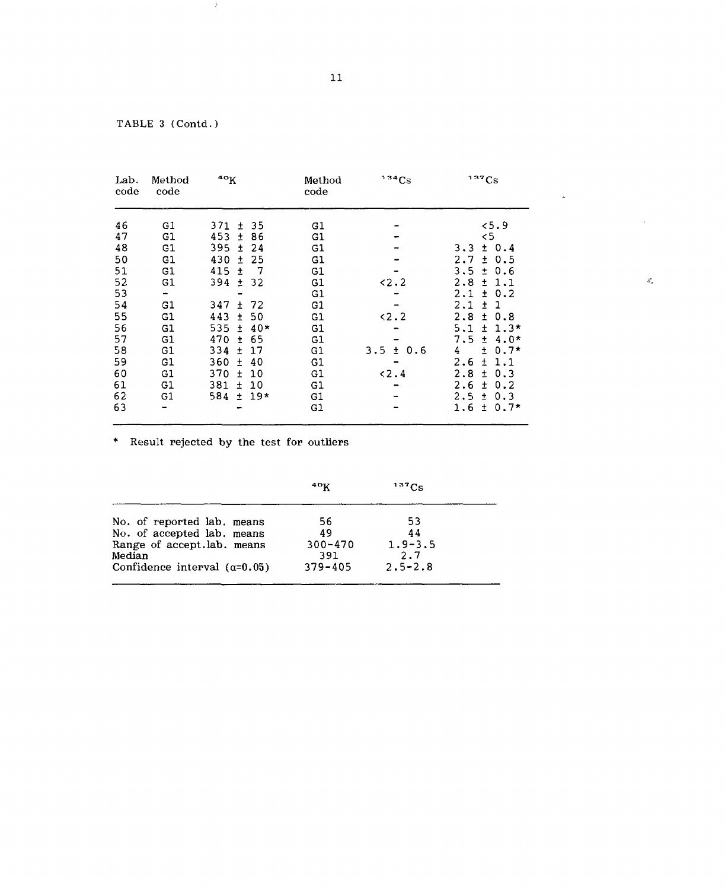TABLE 3 (Contd.)

| Lab. code | Method code | $^{40}K$ | Method code | $^{134}Cs$ | $^{137}Cs$ |
|---|---|---|---|---|---|
| 46 | G1 | 371 ± 35 | G1 | - | <5.9 |
| 47 | G1 | 453 ± 86 | G1 | - | <5 |
| 48 | G1 | 395 ± 24 | G1 | - | 3.3 ± 0.4 |
| 50 | G1 | 430 ± 25 | G1 | - | 2.7 ± 0.5 |
| 51 | G1 | 415 ± 7 | G1 | - | 3.5 ± 0.6 |
| 52 | G1 | 394 ± 32 | G1 | <2.2 | 2.8 ± 1.1 |
| 53 | - | - | G1 | - | 2.1 ± 0.2 |
| 54 | G1 | 347 ± 72 | G1 | - | 2.1 ± 1 |
| 55 | G1 | 443 ± 50 | G1 | <2.2 | 2.8 ± 0.8 |
| 56 | G1 | 535 ± 40* | G1 | - | 5.1 ± 1.3* |
| 57 | G1 | 470 ± 65 | G1 | - | 7.5 ± 4.0* |
| 58 | G1 | 334 ± 17 | G1 | 3.5 ± 0.6 | 4 ± 0.7* |
| 59 | G1 | 360 ± 40 | G1 | - | 2.6 ± 1.1 |
| 60 | G1 | 370 ± 10 | G1 | <2.4 | 2.8 ± 0.3 |
| 61 | G1 | 381 ± 10 | G1 | - | 2.6 ± 0.2 |
| 62 | G1 | 584 ± 19* | G1 | - | 2.5 ± 0.3 |
| 63 | - | - | G1 | - | 1.6 ± 0.7* |

\* Result rejected by the test for outliers

| | $^{40}K$ | $^{137}Cs$ |
|---|---|---|
| No. of reported lab. means | 56 | 53 |
| No. of accepted lab. means | 49 | 44 |
| Range of accept.lab. means | 300-470 | 1.9-3.5 |
| Median | 391 | 2.7 |
| Confidence interval ($\alpha$=0.05) | 379-405 | 2.5-2.8 |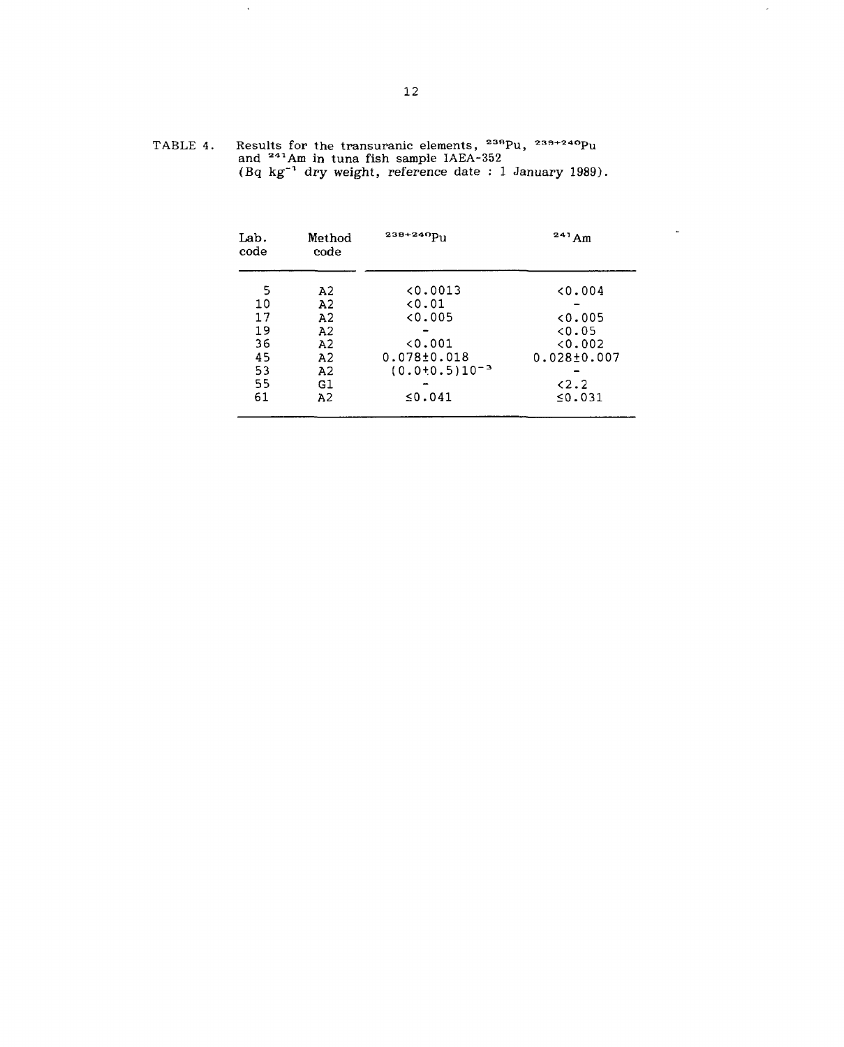TABLE 4. Results for the transuranic elements, $^{238}$Pu, $^{239+240}$Pu and $^{241}$Am in tuna fish sample IAEA-352 (Bq kg$^{-1}$ dry weight, reference date : 1 January 1989).

| Lab. code | Method code | $^{239+240}$Pu | $^{241}$Am |
|---|---|---|---|
| 5 | A2 | <0.0013 | <0.004 |
| 10 | A2 | <0.01 | - |
| 17 | A2 | <0.005 | <0.005 |
| 19 | A2 | - | <0.05 |
| 36 | A2 | <0.001 | <0.002 |
| 45 | A2 | 0.078±0.018 | 0.028±0.007 |
| 53 | A2 | $(0.0 \pm 0.5)10^{-3}$ | - |
| 55 | G1 | - | <2.2 |
| 61 | A2 | ≤0.041 | ≤0.031 |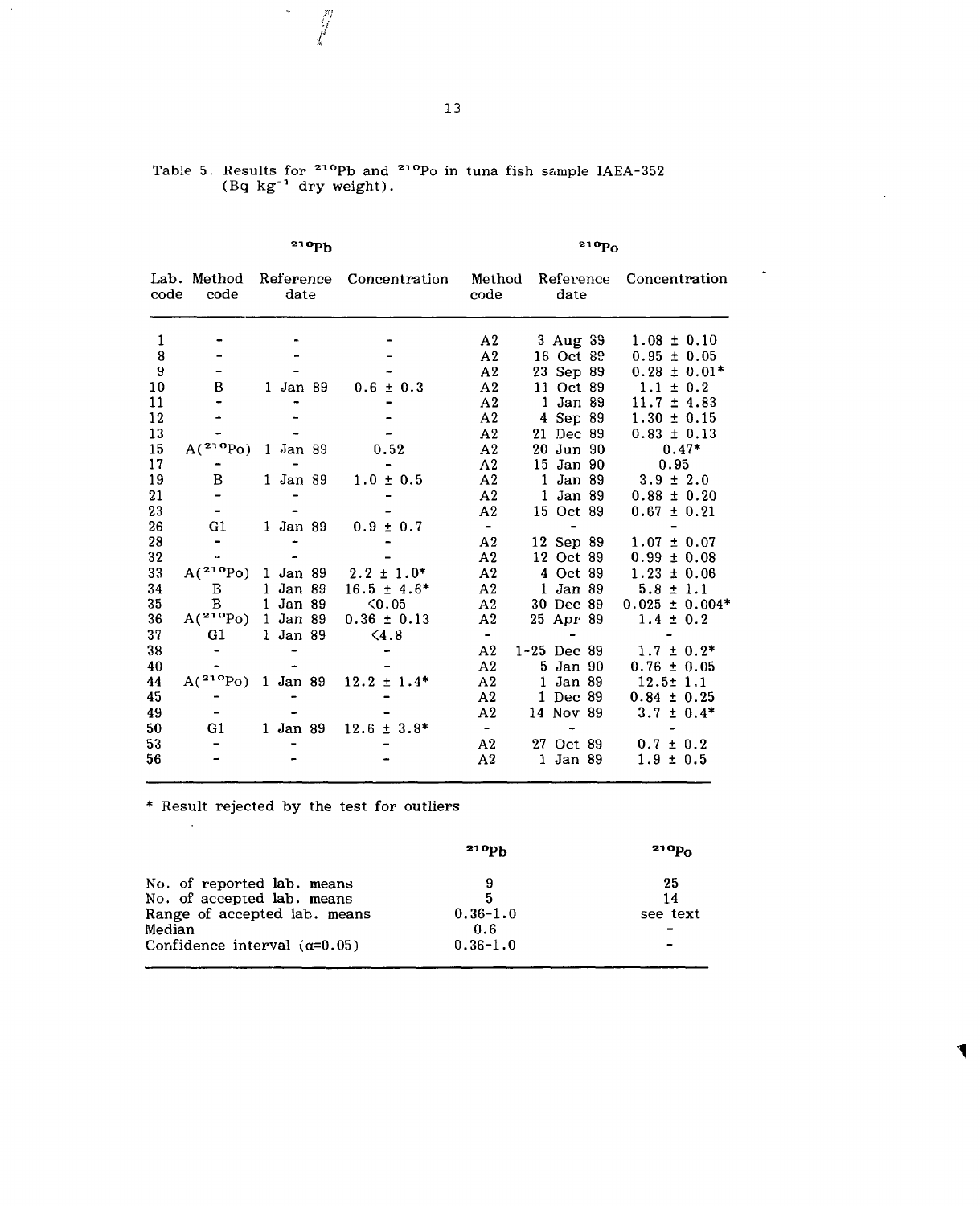Table 5. Results for $^{210}Pb$ and $^{210}Po$ in tuna fish sample IAEA-352 (Bq $kg^{-1}$ dry weight).

| | $^{210}Pb$ | | | $^{210}Po$ | | |
|---|---|---|---|---|---|---|
| Lab. code | Method code | Reference date | Concentration | Method code | Reference date | Concentration |
| 1 | - | - | - | A2 | 3 Aug 89 | 1.08 ± 0.10 |
| 8 | - | - | - | A2 | 16 Oct 89 | 0.95 ± 0.05 |
| 9 | - | - | - | A2 | 23 Sep 89 | 0.28 ± 0.01* |
| 10 | B | 1 Jan 89 | 0.6 ± 0.3 | A2 | 11 Oct 89 | 1.1 ± 0.2 |
| 11 | - | - | - | A2 | 1 Jan 89 | 11.7 ± 4.83 |
| 12 | - | - | - | A2 | 4 Sep 89 | 1.30 ± 0.15 |
| 13 | - | - | - | A2 | 21 Dec 89 | 0.83 ± 0.13 |
| 15 | A($^{210}Po$) | 1 Jan 89 | 0.52 | A2 | 20 Jun 90 | 0.47* |
| 17 | - | - | - | A2 | 15 Jan 90 | 0.95 |
| 19 | B | 1 Jan 89 | 1.0 ± 0.5 | A2 | 1 Jan 89 | 3.9 ± 2.0 |
| 21 | - | - | - | A2 | 1 Jan 89 | 0.88 ± 0.20 |
| 23 | - | - | - | A2 | 15 Oct 89 | 0.67 ± 0.21 |
| 26 | G1 | 1 Jan 89 | 0.9 ± 0.7 | - | - | - |
| 28 | - | - | - | A2 | 12 Sep 89 | 1.07 ± 0.07 |
| 32 | - | - | - | A2 | 12 Oct 89 | 0.99 ± 0.08 |
| 33 | A($^{210}Po$) | 1 Jan 89 | 2.2 ± 1.0* | A2 | 4 Oct 89 | 1.23 ± 0.06 |
| 34 | B | 1 Jan 89 | 16.5 ± 4.6* | A2 | 1 Jan 89 | 5.8 ± 1.1 |
| 35 | B | 1 Jan 89 | <0.05 | A2 | 30 Dec 89 | 0.025 ± 0.004* |
| 36 | A($^{210}Po$) | 1 Jan 89 | 0.36 ± 0.13 | A2 | 25 Apr 89 | 1.4 ± 0.2 |
| 37 | G1 | 1 Jan 89 | <4.8 | - | - | - |
| 38 | - | - | - | A2 | 1-25 Dec 89 | 1.7 ± 0.2* |
| 40 | - | - | - | A2 | 5 Jan 90 | 0.76 ± 0.05 |
| 44 | A($^{210}Po$) | 1 Jan 89 | 12.2 ± 1.4* | A2 | 1 Jan 89 | 12.5± 1.1 |
| 45 | - | - | - | A2 | 1 Dec 89 | 0.84 ± 0.25 |
| 49 | - | - | - | A2 | 14 Nov 89 | 3.7 ± 0.4* |
| 50 | G1 | 1 Jan 89 | 12.6 ± 3.8* | - | - | - |
| 53 | - | - | - | A2 | 27 Oct 89 | 0.7 ± 0.2 |
| 56 | - | - | - | A2 | 1 Jan 89 | 1.9 ± 0.5 |

\* Result rejected by the test for outliers

| | $^{210}Pb$ | $^{210}Po$ |
|---|---|---|
| No. of reported lab. means | 9 | 25 |
| No. of accepted lab. means | 5 | 14 |
| Range of accepted lab. means | 0.36-1.0 | see text |
| Median | 0.6 | - |
| Confidence interval ($\alpha$=0.05) | 0.36-1.0 | - |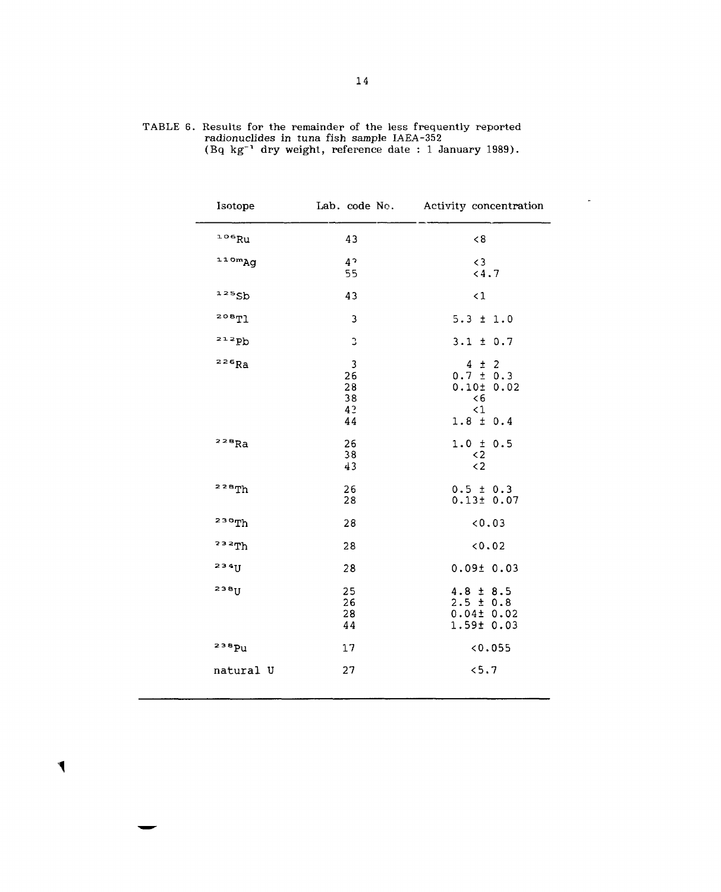TABLE 6. Results for the remainder of the less frequently reported radionuclides in tuna fish sample IAEA-352 (Bq $kg^{-1}$ dry weight, reference date : 1 January 1989).

| Isotope | Lab. code No. | Activity concentration |
|---|---|---|
| $^{106}Ru$ | 43 | <8 |
| $^{110m}Ag$ | 4? | <3 |
| | 55 | <4.7 |
| $^{125}Sb$ | 43 | <1 |
| $^{208}Tl$ | 3 | 5.3 ± 1.0 |
| $^{212}Pb$ | 3 | 3.1 ± 0.7 |
| $^{226}Ra$ | 3 | 4 ± 2 |
| | 26 | 0.7 ± 0.3 |
| | 28 | 0.10± 0.02 |
| | 38 | <6 |
| | 43 | <1 |
| | 44 | 1.8 ± 0.4 |
| $^{228}Ra$ | 26 | 1.0 ± 0.5 |
| | 38 | <2 |
| | 43 | <2 |
| $^{228}Th$ | 26 | 0.5 ± 0.3 |
| | 28 | 0.13± 0.07 |
| $^{230}Th$ | 28 | <0.03 |
| $^{232}Th$ | 28 | <0.02 |
| $^{234}U$ | 28 | 0.09± 0.03 |
| $^{238}U$ | 25 | 4.8 ± 8.5 |
| | 26 | 2.5 ± 0.8 |
| | 28 | 0.04± 0.02 |
| | 44 | 1.59± 0.03 |
| $^{238}Pu$ | 17 | <0.055 |
| natural U | 27 | <5.7 |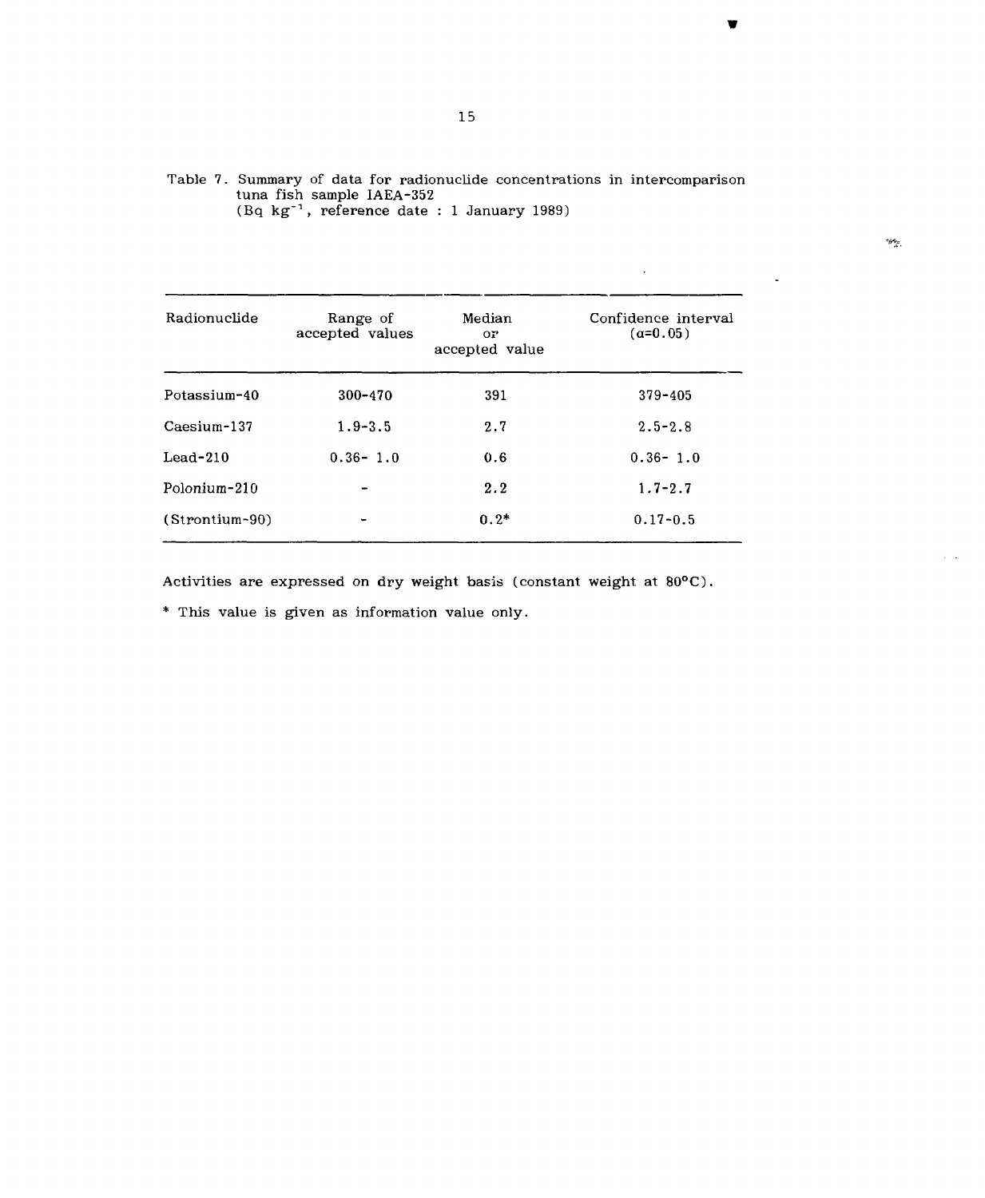Table 7. Summary of data for radionuclide concentrations in intercomparison tuna fish sample IAEA-352
(Bq $kg^{-1}$, reference date : 1 January 1989)

| Radionuclide | Range of accepted values | Median or accepted value | Confidence interval ($\alpha$=0.05) |
|---|---|---|---|
| Potassium-40 | 300-470 | 391 | 379-405 |
| Caesium-137 | 1.9-3.5 | 2.7 | 2.5-2.8 |
| Lead-210 | 0.36- 1.0 | 0.6 | 0.36- 1.0 |
| Polonium-210 | - | 2.2 | 1.7-2.7 |
| (Strontium-90) | - | 0.2* | 0.17-0.5 |

Activities are expressed on dry weight basis (constant weight at 80°C).

* This value is given as information value only.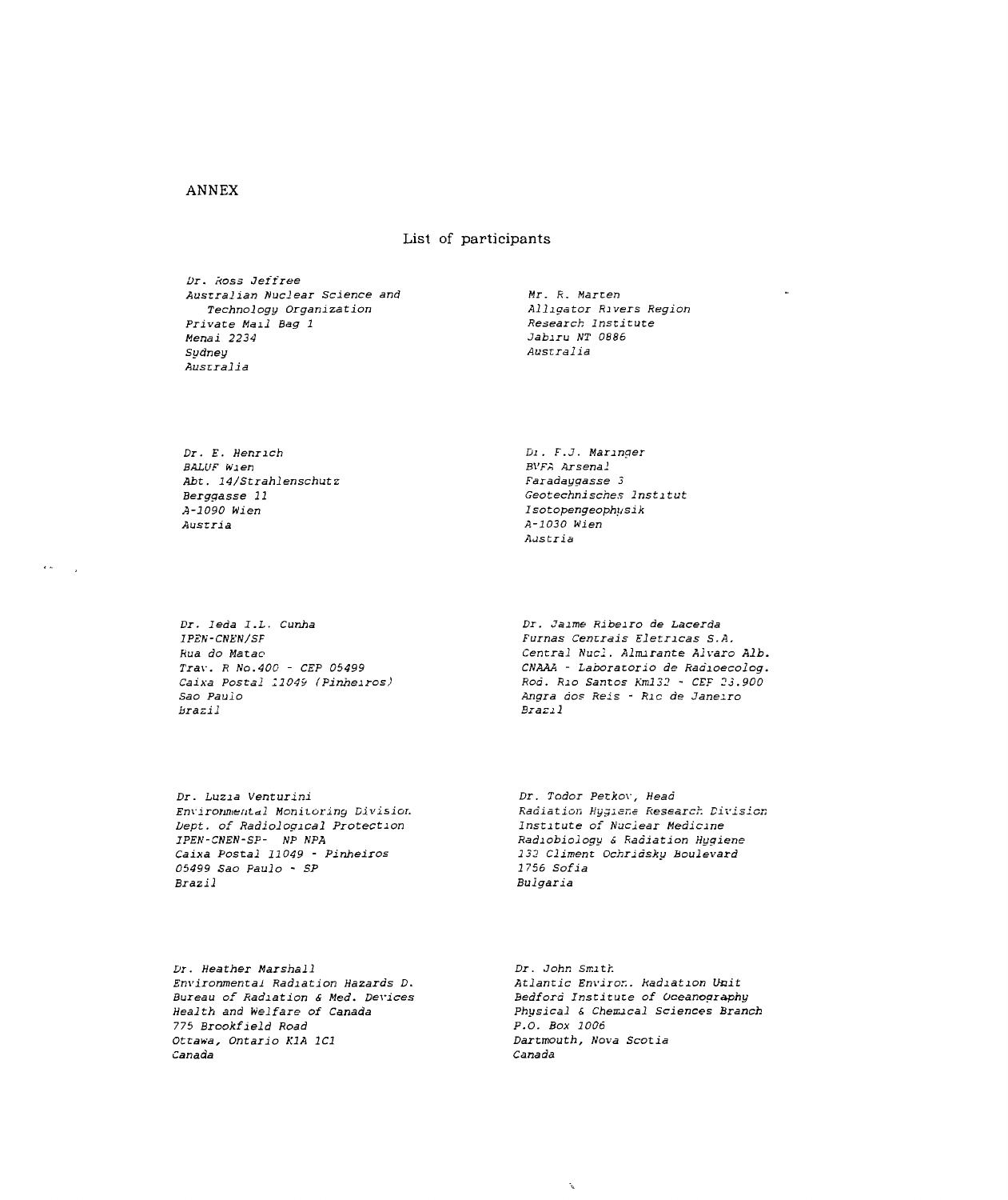ANNEX

## List of participants

*Dr. Ross Jeffree*
*Australian Nuclear Science and Technology Organization*
*Private Mail Bag 1*
*Menai 2234*
*Sydney*
*Australia*

*Mr. R. Marten*
*Alligator Rivers Region Research Institute*
*Jabiru NT 0886*
*Australia*

*Dr. E. Henrich*
*BALUF Wien*
*Abt. 14/Strahlenschutz*
*Berggasse 11*
*A-1090 Wien*
*Austria*

*Dr. F.J. Maringer*
*BVFA Arsenal*
*Faradaygasse 3*
*Geotechnisches Institut*
*Isotopengeophysik*
*A-1030 Wien*
*Austria*

*Dr. Ieda I.L. Cunha*
*IPEN-CNEN/SP*
*Rua do Matao*
*Trav. R No.400 - CEP 05499*
*Caixa Postal 11049 (Pinheiros)*
*Sao Paulo*
*Brazil*

*Dr. Jaime Ribeiro de Lacerda*
*Furnas Centrais Eletricas S.A.*
*Central Nucl. Almirante Alvaro Alb.*
*CNAAA - Laboratorio de Radioecolog.*
*Rod. Rio Santos Km132 - CEP 23.900*
*Angra dos Reis - Rio de Janeiro*
*Brazil*

*Dr. Luzia Venturini*
*Environmental Monitoring Division*
*Dept. of Radiological Protection*
*IPEN-CNEN-SP- NP NPA*
*Caixa Postal 11049 - Pinheiros*
*05499 Sao Paulo - SP*
*Brazil*

*Dr. Todor Petkov, Head*
*Radiation Hygiene Research Division*
*Institute of Nuclear Medicine*
*Radiobiology & Radiation Hygiene*
*132 Climent Ochridsky Boulevard*
*1756 Sofia*
*Bulgaria*

*Dr. Heather Marshall*
*Environmental Radiation Hazards D.*
*Bureau of Radiation & Med. Devices*
*Health and Welfare of Canada*
*775 Brookfield Road*
*Ottawa, Ontario K1A 1C1*
*Canada*

*Dr. John Smith*
*Atlantic Environ. Radiation Unit*
*Bedford Institute of Oceanography*
*Physical & Chemical Sciences Branch*
*P.O. Box 1006*
*Dartmouth, Nova Scotia*
*Canada*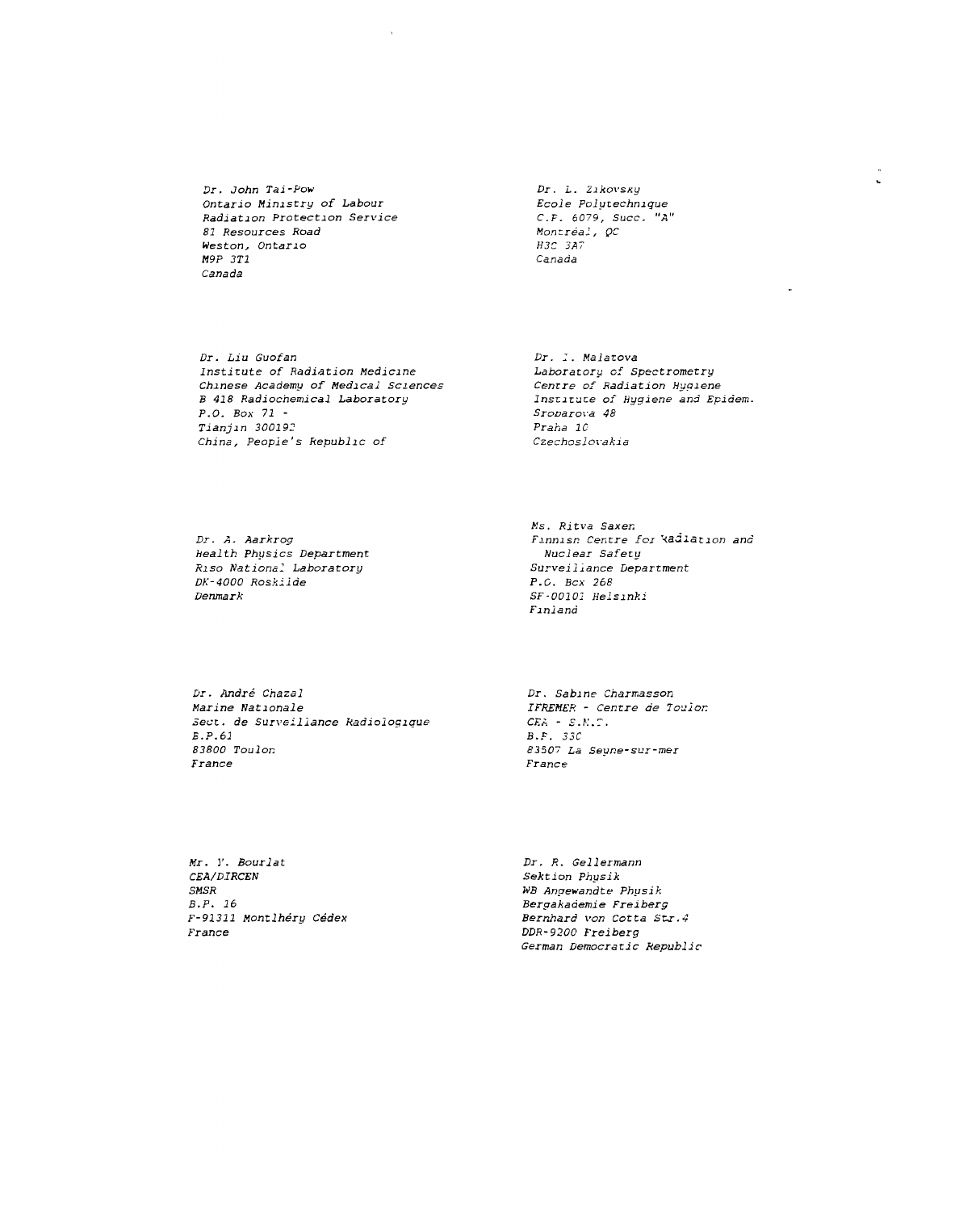Dr. John Tai-Pow
Ontario Ministry of Labour
Radiation Protection Service
81 Resources Road
Weston, Ontario
M9P 3T1
Canada

Dr. L. Zikovsky
Ecole Polytechnique
C.P. 6079, Succ. "A"
Montréal, QC
H3C 3A7
Canada

Dr. Liu Guofan
Institute of Radiation Medicine
Chinese Academy of Medical Sciences
B 418 Radiochemical Laboratory
P.O. Box 71 -
Tianjin 300192
China, People's Republic of

Dr. I. Malatova
Laboratory of Spectrometry
Centre of Radiation Hygiene
Institute of Hygiene and Epidem.
Srobarova 48
Praha 10
Czechoslovakia

Dr. A. Aarkrog
Health Physics Department
Riso National Laboratory
DK-4000 Roskilde
Denmark

Ms. Ritva Saxen
Finnish Centre for Radiation and
Nuclear Safety
Surveillance Department
P.O. Box 268
SF-00101 Helsinki
Finland

Dr. André Chazal
Marine Nationale
Sect. de Surveillance Radiologique
B.P.61
83800 Toulon
France

Dr. Sabine Charmasson
IFREMER - Centre de Toulon
CEA - S.E.R.E.
B.P. 330
83507 La Seyne-sur-mer
France

Mr. Y. Bourlat
CEA/DIRCEN
SMSR
B.P. 16
F-91311 Montlhéry Cédex
France

Dr. R. Gellermann
Sektion Physik
WB Angewandte Physik
Bergakademie Freiberg
Bernhard von Cotta Str.4
DDR-9200 Freiberg
German Democratic Republic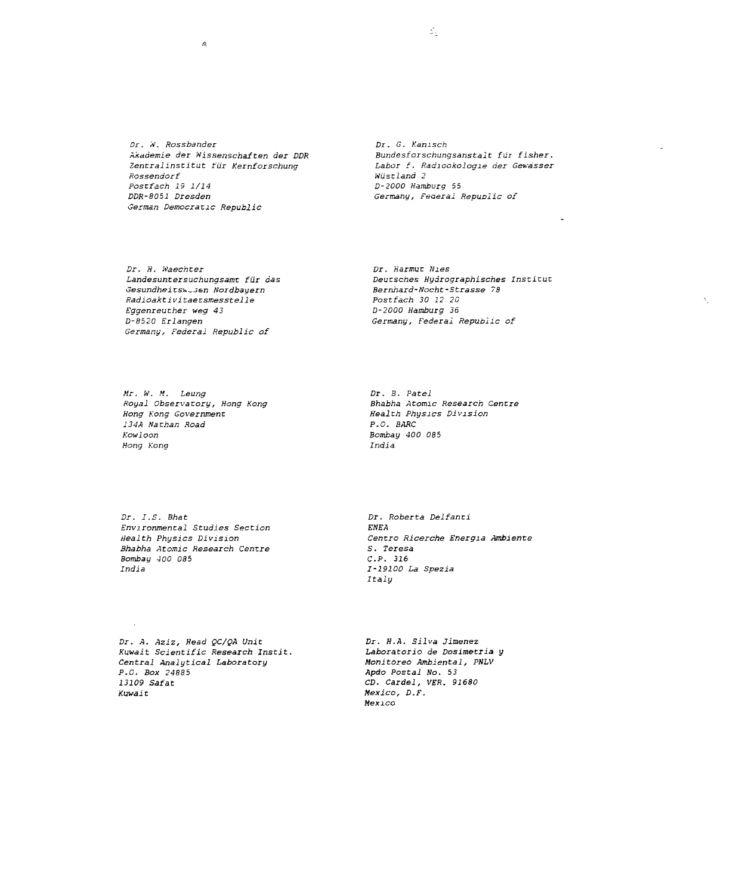Dr. W. Rossbander
Akademie der Wissenschaften der DDR
Zentralinstitut für Kernforschung
Rossendorf
Postfach 19 1/14
DDR-8051 Dresden
German Democratic Republic

Dr. G. Kanisch
Bundesforschungsanstalt für fisher.
Labor f. Radiookologie der Gewässer
Wüstland 2
D-2000 Hamburg 55
Germany, Federal Republic of

Dr. H. Waechter
Landesuntersuchungsamt für das
Gesundheitswesen Nordbayern
Radioaktivitaetsmesstelle
Eggenreuther weg 43
D-8520 Erlangen
Germany, Federal Republic of

Dr. Harmut Nies
Deutsches Hydrographisches Institut
Bernhard-Nocht-Strasse 78
Postfach 30 12 20
D-2000 Hamburg 36
Germany, Federal Republic of

Mr. W. M. Leung
Royal Observatory, Hong Kong
Hong Kong Government
134A Nathan Road
Kowloon
Hong Kong

Dr. B. Patel
Bhabha Atomic Research Centre
Health Physics Division
P.O. BARC
Bombay 400 085
India

Dr. I.S. Bhat
Environmental Studies Section
Health Physics Division
Bhabha Atomic Research Centre
Bombay 400 085
India

Dr. Roberta Delfanti
ENEA
Centro Ricerche Energia Ambiente
S. Teresa
C.P. 316
I-19100 La Spezia
Italy

Dr. A. Aziz, Head QC/QA Unit
Kuwait Scientific Research Instit.
Central Analytical Laboratory
P.O. Box 24885
13109 Safat
Kuwait

Dr. H.A. Silva Jimenez
Laboratorio de Dosimetria y
Monitoreo Ambiental, PNLV
Apdo Postal No. 53
CD. Cardel, VER. 91680
Mexico, D.F.
Mexico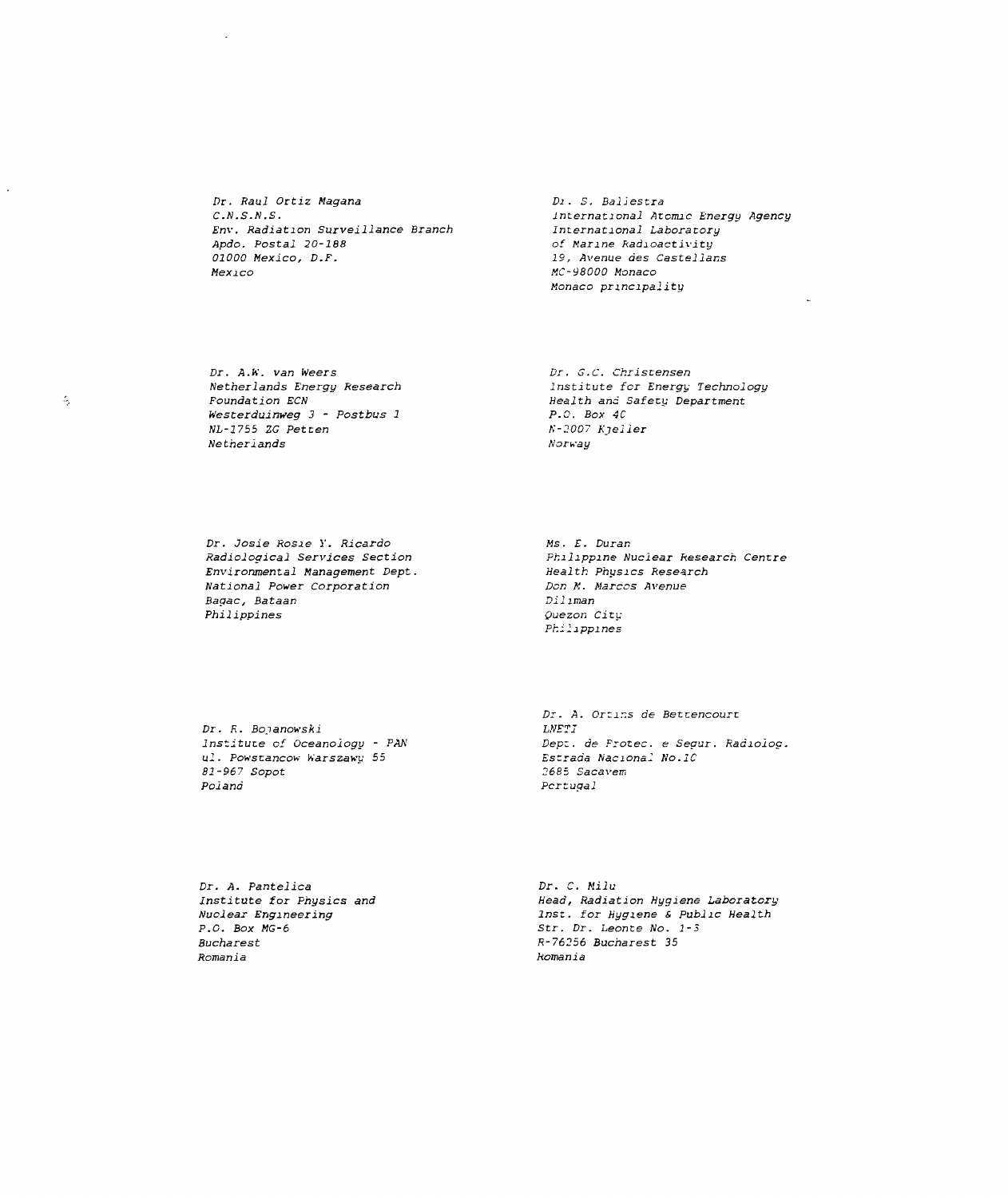*Dr. Raul Ortiz Magana*
*C.N.S.N.S.*
*Env. Radiation Surveillance Branch*
*Apdo. Postal 20-188*
*01000 Mexico, D.F.*
*Mexico*

*Dr. S. Ballestra*
*International Atomic Energy Agency*
*International Laboratory*
*of Marine Radioactivity*
*19, Avenue des Castellans*
*MC-98000 Monaco*
*Monaco principality*

*Dr. A.W. van Weers*
*Netherlands Energy Research*
*Foundation ECN*
*Westerduinweg 3 - Postbus 1*
*NL-1755 ZG Petten*
*Netherlands*

*Dr. G.C. Christensen*
*Institute for Energy Technology*
*Health and Safety Department*
*P.O. Box 40*
*N-2007 Kjeller*
*Norway*

*Dr. Josie Rosie Y. Ricardo*
*Radiological Services Section*
*Environmental Management Dept.*
*National Power Corporation*
*Bagac, Bataan*
*Philippines*

*Ms. E. Duran*
*Philippine Nuclear Research Centre*
*Health Physics Research*
*Don M. Marcos Avenue*
*Diliman*
*Quezon City*
*Philippines*

*Dr. R. Bojanowski*
*Institute of Oceanology - PAN*
*ul. Powstancow Warszawy 55*
*81-967 Sopot*
*Poland*

*Dr. A. Ortins de Bettencourt*
*LNETI*
*Dept. de Protec. e Segur. Radiolog.*
*Estrada Nacional No.10*
*2685 Sacavem*
*Portugal*

*Dr. A. Pantelica*
*Institute for Physics and*
*Nuclear Engineering*
*P.O. Box MG-6*
*Bucharest*
*Romania*

*Dr. C. Milu*
*Head, Radiation Hygiene Laboratory*
*Inst. for Hygiene & Public Health*
*Str. Dr. Leonte No. 1-3*
*R-76256 Bucharest 35*
*Romania*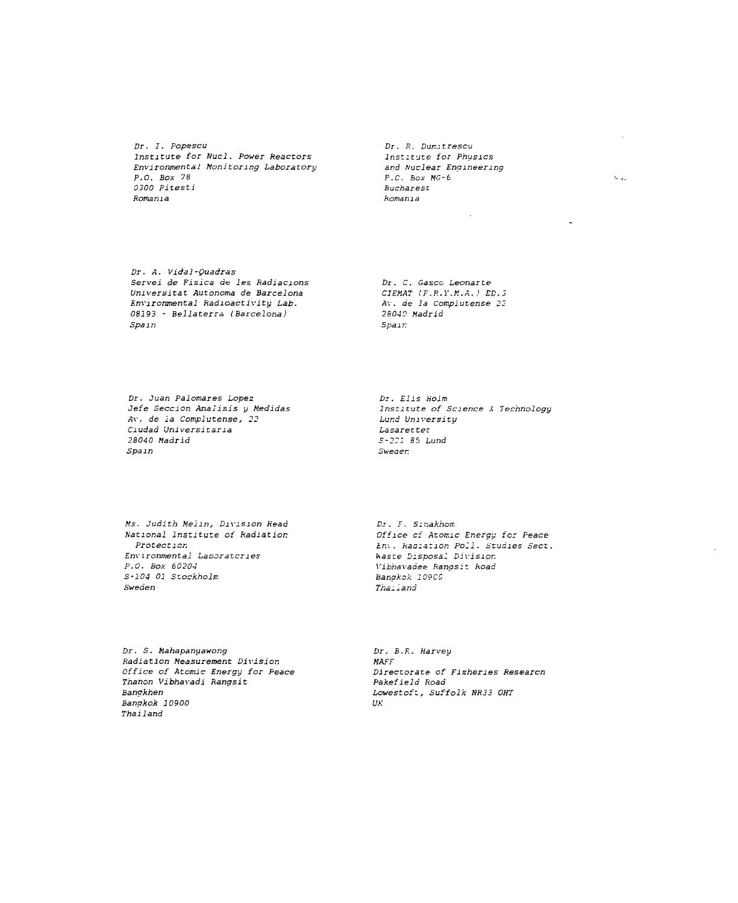Dr. I. Popescu
Institute for Nucl. Power Reactors
Environmental Monitoring Laboratory
P.O. Box 78
0300 Pitesti
Romania

Dr. R. Dumitrescu
Institute for Physics
and Nuclear Engineering
P.O. Box MG-6
Bucharest
Romania

Dr. A. Vidal-Quadras
Servei de Fisica de les Radiacions
Universitat Autonoma de Barcelona
Environmental Radioactivity Lab.
08193 - Bellaterra (Barcelona)
Spain

Dr. C. Gasco Leonarte
CIEMAT (F.R.Y.M.A.) ED.3
Av. de la Complutense 22
28040 Madrid
Spain

Dr. Juan Palomares Lopez
Jefe Seccion Analisis y Medidas
Av. de la Complutense, 22
Ciudad Universitaria
28040 Madrid
Spain

Dr. Elis Holm
Institute of Science & Technology
Lund University
Lasarettet
S-221 85 Lund
Sweden

Ms. Judith Melin, Division Head
National Institute of Radiation
Protection
Environmental Laboratories
P.O. Box 60204
S-104 01 Stockholm
Sweden

Dr. F. Sinakhom
Office of Atomic Energy for Peace
Env. Radiation Poll. Studies Sect.
Waste Disposal Division
Vibhavadee Rangsit Road
Bangkok 10900
Thailand

Dr. S. Mahapanyawong
Radiation Measurement Division
Office of Atomic Energy for Peace
Thanon Vibhavadi Rangsit
Bangkhen
Bangkok 10900
Thailand

Dr. B.R. Harvey
MAFF
Directorate of Fisheries Research
Pakefield Road
Lowestoft, Suffolk NR33 OHT
UK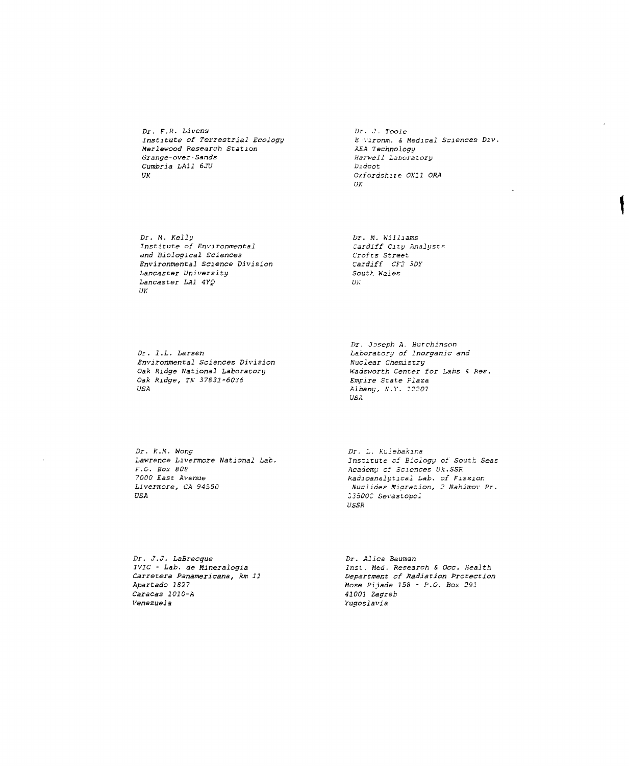*Dr. F.R. Livens*
*Institute of Terrestrial Ecology*
*Merlewood Research Station*
*Grange-over-Sands*
*Cumbria LA11 6JU*
*UK*

*Dr. J. Toole*
*Environm. & Medical Sciences Div.*
*AEA Technology*
*Harwell Laboratory*
*Didcot*
*Oxfordshire OX11 ORA*
*UK*

*Dr. M. Kelly*
*Institute of Environmental*
*and Biological Sciences*
*Environmental Science Division*
*Lancaster University*
*Lancaster LA1 4YQ*
*UK*

*Dr. M. Williams*
*Cardiff City Analysts*
*Crofts Street*
*Cardiff CF2 3DY*
*South Wales*
*UK*

*Dr. I.L. Larsen*
*Environmental Sciences Division*
*Oak Ridge National Laboratory*
*Oak Ridge, TN 37831-6036*
*USA*

*Dr. Joseph A. Hutchinson*
*Laboratory of Inorganic and*
*Nuclear Chemistry*
*Wadsworth Center for Labs & Res.*
*Empire State Plaza*
*Albany, N.Y. 12201*
*USA*

*Dr. K.M. Wong*
*Lawrence Livermore National Lab.*
*P.O. Box 808*
*7000 East Avenue*
*Livermore, CA 94550*
*USA*

*Dr. L. Kulebakina*
*Institute of Biology of South Seas*
*Academy of Sciences Uk.SSR*
*Radioanalytical Lab. of Fission*
*Nuclides Migration, 2 Nahimov Pr.*
*335000 Sevastopol*
*USSR*

*Dr. J.J. LaBrecque*
*IVIC - Lab. de Mineralogia*
*Carretera Panamericana, km 11*
*Apartado 1827*
*Caracas 1010-A*
*Venezuela*

*Dr. Alica Bauman*
*Inst. Med. Research & Occ. Health*
*Department of Radiation Protection*
*Mose Pijade 158 - P.O. Box 291*
*41001 Zagreb*
*Yugoslavia*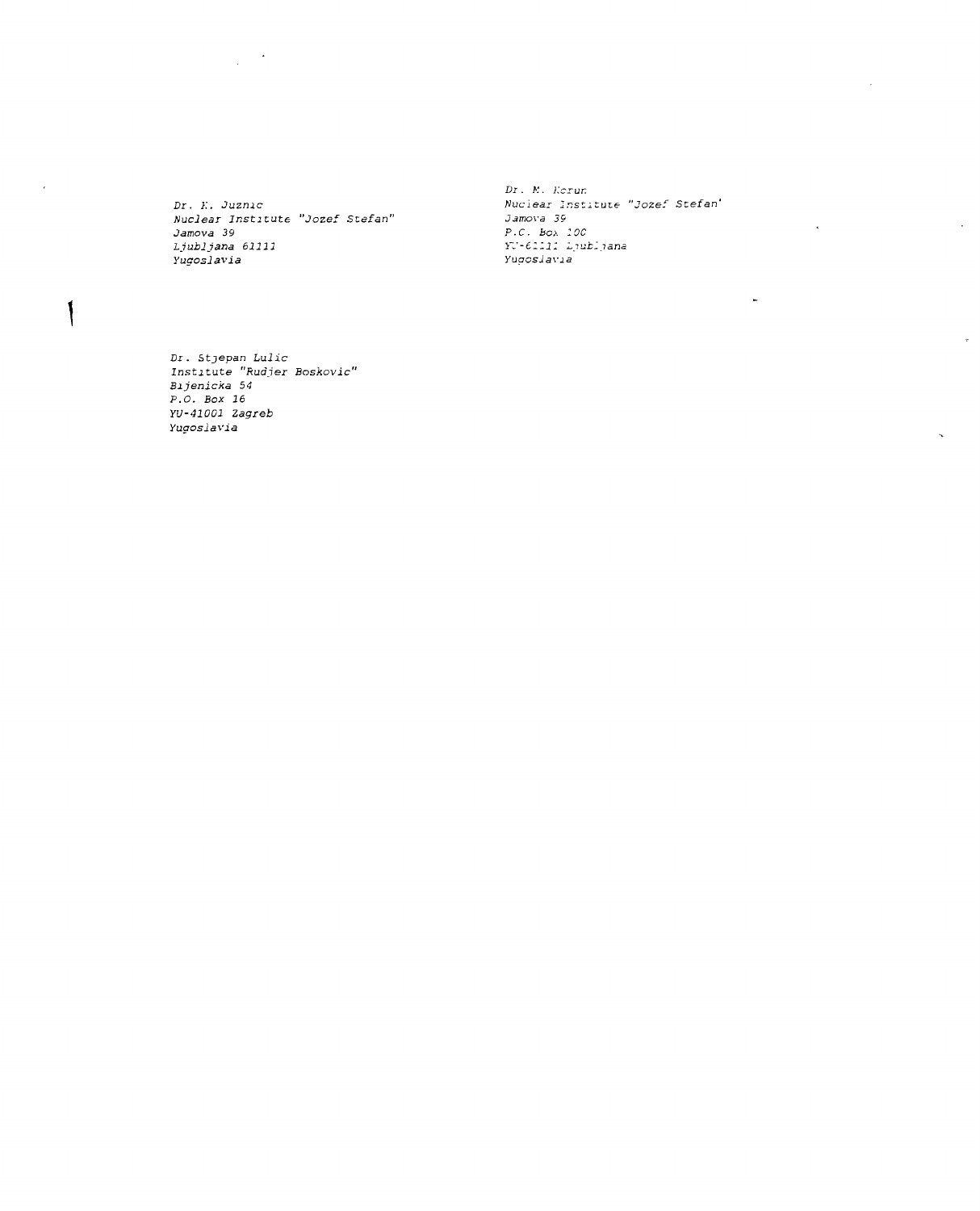*Dr. K. Juznic*
*Nuclear Institute "Jozef Stefan"*
*Jamova 39*
*Ljubljana 61111*
*Yugoslavia*

*Dr. M. Korun*
*Nuclear Institute "Jozef Stefan"*
*Jamova 39*
*P.O. Box 100*
*YU-61111 Ljubljana*
*Yugoslavia*

*Dr. Stjepan Lulic*
*Institute "Rudjer Boskovic"*
*Bijenicka 54*
*P.O. Box 16*
*YU-41001 Zagreb*
*Yugoslavia*